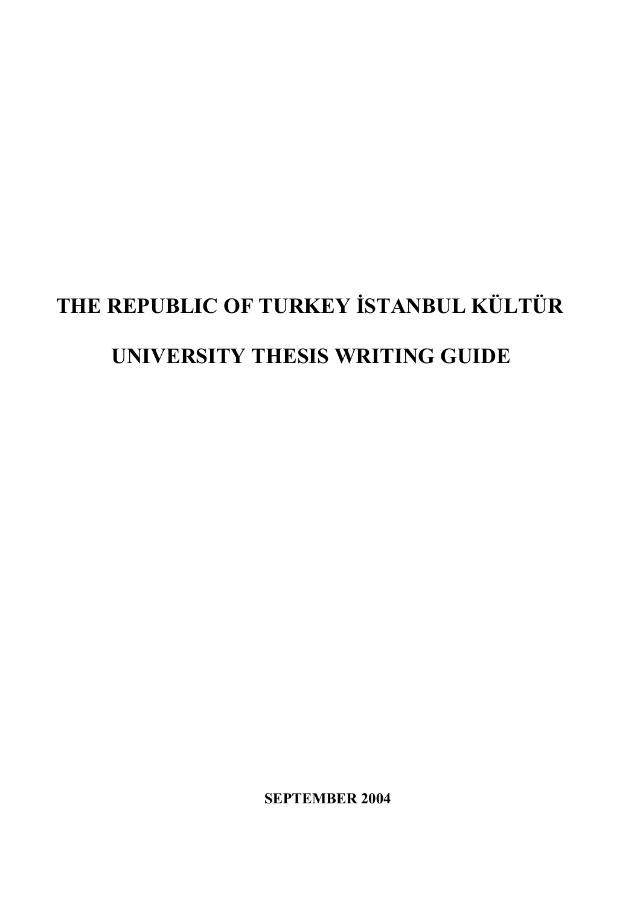# THE REPUBLIC OF TURKEY İSTANBUL KÜLTÜR UNIVERSITY THESIS WRITING GUIDE

**SEPTEMBER 2004**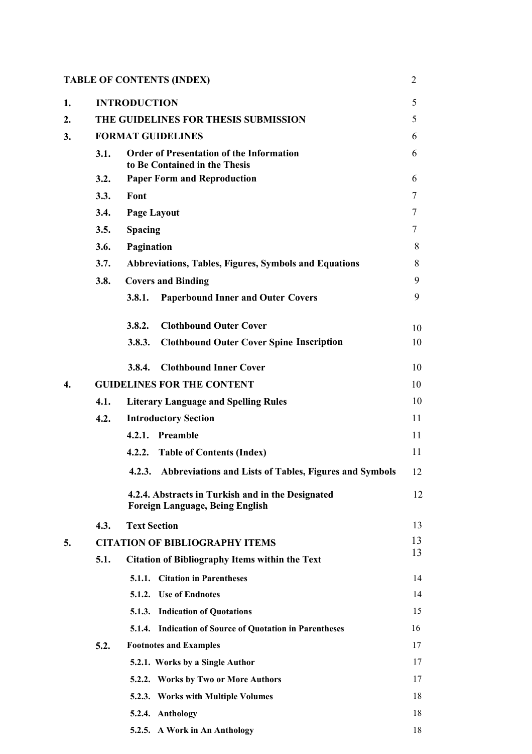| TABLE OF CONTENTS (INDEX) | | | | 2 |
|---|---|---|---|---|
| 1. | INTRODUCTION | | | 5 |
| 2. | THE GUIDELINES FOR THESIS SUBMISSION | | | 5 |
| 3. | FORMAT GUIDELINES | | | 6 |
| | 3.1. | Order of Presentation of the Information to Be Contained in the Thesis | | 6 |
| | 3.2. | Paper Form and Reproduction | | 6 |
| | 3.3. | Font | | 7 |
| | 3.4. | Page Layout | | 7 |
| | 3.5. | Spacing | | 7 |
| | 3.6. | Pagination | | 8 |
| | 3.7. | Abbreviations, Tables, Figures, Symbols and Equations | | 8 |
| | 3.8. | Covers and Binding | | 9 |
| | | 3.8.1. | Paperbound Inner and Outer Covers | 9 |
| | | 3.8.2. | Clothbound Outer Cover | 10 |
| | | 3.8.3. | Clothbound Outer Cover Spine Inscription | 10 |
| | | 3.8.4. | Clothbound Inner Cover | 10 |
| 4. | GUIDELINES FOR THE CONTENT | | | 10 |
| | 4.1. | Literary Language and Spelling Rules | | 10 |
| | 4.2. | Introductory Section | | 11 |
| | | 4.2.1. | Preamble | 11 |
| | | 4.2.2. | Table of Contents (Index) | 11 |
| | | 4.2.3. | Abbreviations and Lists of Tables, Figures and Symbols | 12 |
| | | 4.2.4. | Abstracts in Turkish and in the Designated Foreign Language, Being English | 12 |
| | 4.3. | Text Section | | 13 |
| 5. | CITATION OF BIBLIOGRAPHY ITEMS | | | 13 |
| | 5.1. | Citation of Bibliography Items within the Text | | 13 |
| | | 5.1.1. | Citation in Parentheses | 14 |
| | | 5.1.2. | Use of Endnotes | 14 |
| | | 5.1.3. | Indication of Quotations | 15 |
| | | 5.1.4. | Indication of Source of Quotation in Parentheses | 16 |
| | 5.2. | Footnotes and Examples | | 17 |
| | | 5.2.1. | Works by a Single Author | 17 |
| | | 5.2.2. | Works by Two or More Authors | 17 |
| | | 5.2.3. | Works with Multiple Volumes | 18 |
| | | 5.2.4. | Anthology | 18 |
| | | 5.2.5. | A Work in An Anthology | 18 |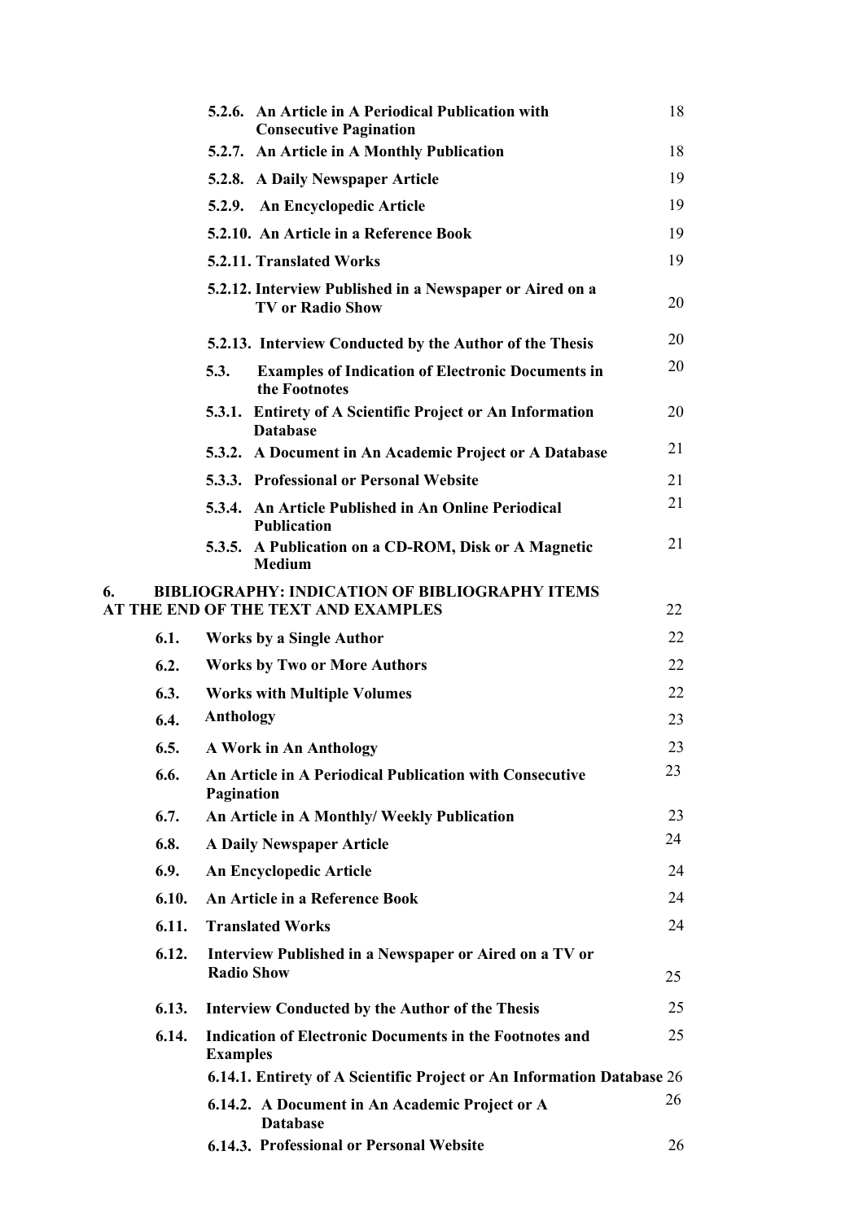| | | |
|---|---|---|
| | **5.2.6. An Article in A Periodical Publication with Consecutive Pagination** | 18 |
| | **5.2.7. An Article in A Monthly Publication** | 18 |
| | **5.2.8. A Daily Newspaper Article** | 19 |
| | **5.2.9. An Encyclopedic Article** | 19 |
| | **5.2.10. An Article in a Reference Book** | 19 |
| | **5.2.11. Translated Works** | 19 |
| | **5.2.12. Interview Published in a Newspaper or Aired on a TV or Radio Show** | 20 |
| | **5.2.13. Interview Conducted by the Author of the Thesis** | 20 |
| | **5.3. Examples of Indication of Electronic Documents in the Footnotes** | 20 |
| | **5.3.1. Entirety of A Scientific Project or An Information Database** | 20 |
| | **5.3.2. A Document in An Academic Project or A Database** | 21 |
| | **5.3.3. Professional or Personal Website** | 21 |
| | **5.3.4. An Article Published in An Online Periodical Publication** | 21 |
| | **5.3.5. A Publication on a CD-ROM, Disk or A Magnetic Medium** | 21 |
| **6.** | **BIBLIOGRAPHY: INDICATION OF BIBLIOGRAPHY ITEMS AT THE END OF THE TEXT AND EXAMPLES** | 22 |
| **6.1.** | **Works by a Single Author** | 22 |
| **6.2.** | **Works by Two or More Authors** | 22 |
| **6.3.** | **Works with Multiple Volumes** | 22 |
| **6.4.** | **Anthology** | 23 |
| **6.5.** | **A Work in An Anthology** | 23 |
| **6.6.** | **An Article in A Periodical Publication with Consecutive Pagination** | 23 |
| **6.7.** | **An Article in A Monthly/ Weekly Publication** | 23 |
| **6.8.** | **A Daily Newspaper Article** | 24 |
| **6.9.** | **An Encyclopedic Article** | 24 |
| **6.10.** | **An Article in a Reference Book** | 24 |
| **6.11.** | **Translated Works** | 24 |
| **6.12.** | **Interview Published in a Newspaper or Aired on a TV or Radio Show** | 25 |
| **6.13.** | **Interview Conducted by the Author of the Thesis** | 25 |
| **6.14.** | **Indication of Electronic Documents in the Footnotes and Examples** | 25 |
| | **6.14.1. Entirety of A Scientific Project or An Information Database** | 26 |
| | **6.14.2. A Document in An Academic Project or A Database** | 26 |
| | **6.14.3. Professional or Personal Website** | 26 |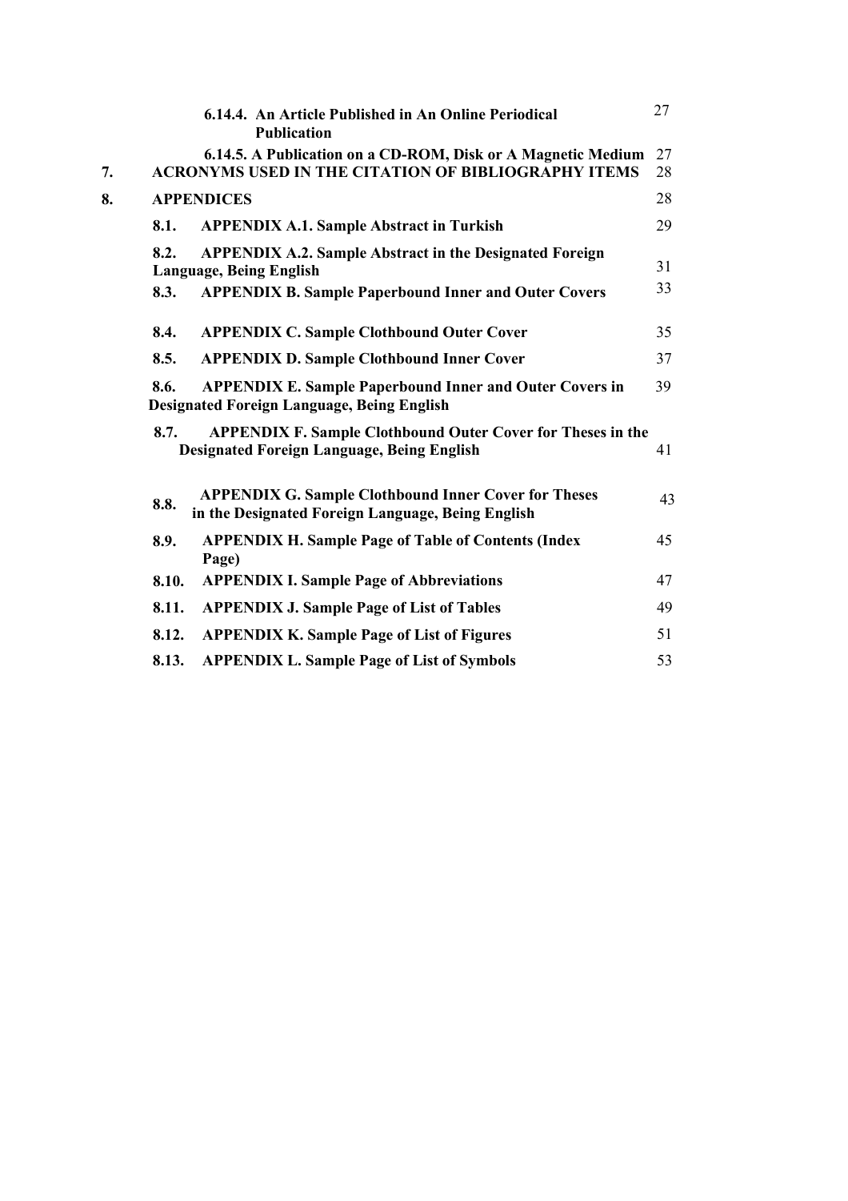| | | |
|---|---|---|
| | **6.14.4. An Article Published in An Online Periodical Publication** | 27 |
| | **6.14.5. A Publication on a CD-ROM, Disk or A Magnetic Medium** | 27 |
| **7.** | **ACRONYMS USED IN THE CITATION OF BIBLIOGRAPHY ITEMS** | 28 |
| **8.** | **APPENDICES** | 28 |
| | **8.1. APPENDIX A.1. Sample Abstract in Turkish** | 29 |
| | **8.2. APPENDIX A.2. Sample Abstract in the Designated Foreign Language, Being English** | 31 |
| | **8.3. APPENDIX B. Sample Paperbound Inner and Outer Covers** | 33 |
| | **8.4. APPENDIX C. Sample Clothbound Outer Cover** | 35 |
| | **8.5. APPENDIX D. Sample Clothbound Inner Cover** | 37 |
| | **8.6. APPENDIX E. Sample Paperbound Inner and Outer Covers in Designated Foreign Language, Being English** | 39 |
| | **8.7. APPENDIX F. Sample Clothbound Outer Cover for Theses in the Designated Foreign Language, Being English** | 41 |
| | **8.8. APPENDIX G. Sample Clothbound Inner Cover for Theses in the Designated Foreign Language, Being English** | 43 |
| | **8.9. APPENDIX H. Sample Page of Table of Contents (Index Page)** | 45 |
| | **8.10. APPENDIX I. Sample Page of Abbreviations** | 47 |
| | **8.11. APPENDIX J. Sample Page of List of Tables** | 49 |
| | **8.12. APPENDIX K. Sample Page of List of Figures** | 51 |
| | **8.13. APPENDIX L. Sample Page of List of Symbols** | 53 |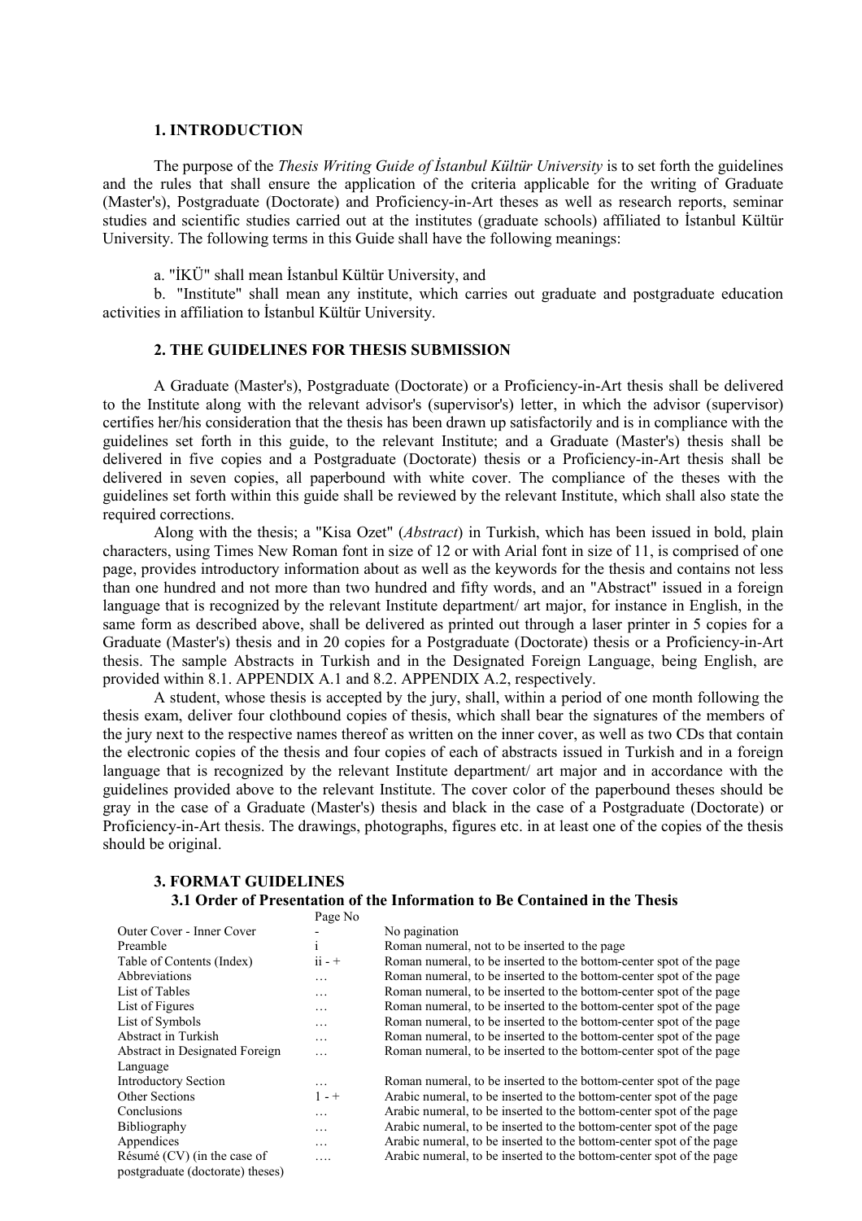## 1. INTRODUCTION

The purpose of the *Thesis Writing Guide of İstanbul Kültür University* is to set forth the guidelines and the rules that shall ensure the application of the criteria applicable for the writing of Graduate (Master's), Postgraduate (Doctorate) and Proficiency-in-Art theses as well as research reports, seminar studies and scientific studies carried out at the institutes (graduate schools) affiliated to İstanbul Kültür University. The following terms in this Guide shall have the following meanings:

a. "İKÜ" shall mean İstanbul Kültür University, and

b. "Institute" shall mean any institute, which carries out graduate and postgraduate education activities in affiliation to İstanbul Kültür University.

## 2. THE GUIDELINES FOR THESIS SUBMISSION

A Graduate (Master's), Postgraduate (Doctorate) or a Proficiency-in-Art thesis shall be delivered to the Institute along with the relevant advisor's (supervisor's) letter, in which the advisor (supervisor) certifies her/his consideration that the thesis has been drawn up satisfactorily and is in compliance with the guidelines set forth in this guide, to the relevant Institute; and a Graduate (Master's) thesis shall be delivered in five copies and a Postgraduate (Doctorate) thesis or a Proficiency-in-Art thesis shall be delivered in seven copies, all paperbound with white cover. The compliance of the theses with the guidelines set forth within this guide shall be reviewed by the relevant Institute, which shall also state the required corrections.

Along with the thesis; a "Kisa Ozet" (*Abstract*) in Turkish, which has been issued in bold, plain characters, using Times New Roman font in size of 12 or with Arial font in size of 11, is comprised of one page, provides introductory information about as well as the keywords for the thesis and contains not less than one hundred and not more than two hundred and fifty words, and an "Abstract" issued in a foreign language that is recognized by the relevant Institute department/ art major, for instance in English, in the same form as described above, shall be delivered as printed out through a laser printer in 5 copies for a Graduate (Master's) thesis and in 20 copies for a Postgraduate (Doctorate) thesis or a Proficiency-in-Art thesis. The sample Abstracts in Turkish and in the Designated Foreign Language, being English, are provided within 8.1. APPENDIX A.1 and 8.2. APPENDIX A.2, respectively.

A student, whose thesis is accepted by the jury, shall, within a period of one month following the thesis exam, deliver four clothbound copies of thesis, which shall bear the signatures of the members of the jury next to the respective names thereof as written on the inner cover, as well as two CDs that contain the electronic copies of the thesis and four copies of each of abstracts issued in Turkish and in a foreign language that is recognized by the relevant Institute department/ art major and in accordance with the guidelines provided above to the relevant Institute. The cover color of the paperbound theses should be gray in the case of a Graduate (Master's) thesis and black in the case of a Postgraduate (Doctorate) or Proficiency-in-Art thesis. The drawings, photographs, figures etc. in at least one of the copies of the thesis should be original.

## 3. FORMAT GUIDELINES

### 3.1 Order of Presentation of the Information to Be Contained in the Thesis

| | Page No | |
|---|---|---|
| Outer Cover - Inner Cover | - | No pagination |
| Preamble | i | Roman numeral, not to be inserted to the page |
| Table of Contents (Index) | ii - + | Roman numeral, to be inserted to the bottom-center spot of the page |
| Abbreviations | … | Roman numeral, to be inserted to the bottom-center spot of the page |
| List of Tables | … | Roman numeral, to be inserted to the bottom-center spot of the page |
| List of Figures | … | Roman numeral, to be inserted to the bottom-center spot of the page |
| List of Symbols | … | Roman numeral, to be inserted to the bottom-center spot of the page |
| Abstract in Turkish | … | Roman numeral, to be inserted to the bottom-center spot of the page |
| Abstract in Designated Foreign Language | … | Roman numeral, to be inserted to the bottom-center spot of the page |
| Introductory Section | … | Roman numeral, to be inserted to the bottom-center spot of the page |
| Other Sections | 1 - + | Arabic numeral, to be inserted to the bottom-center spot of the page |
| Conclusions | … | Arabic numeral, to be inserted to the bottom-center spot of the page |
| Bibliography | … | Arabic numeral, to be inserted to the bottom-center spot of the page |
| Appendices | … | Arabic numeral, to be inserted to the bottom-center spot of the page |
| Résumé (CV) (in the case of postgraduate (doctorate) theses) | …. | Arabic numeral, to be inserted to the bottom-center spot of the page |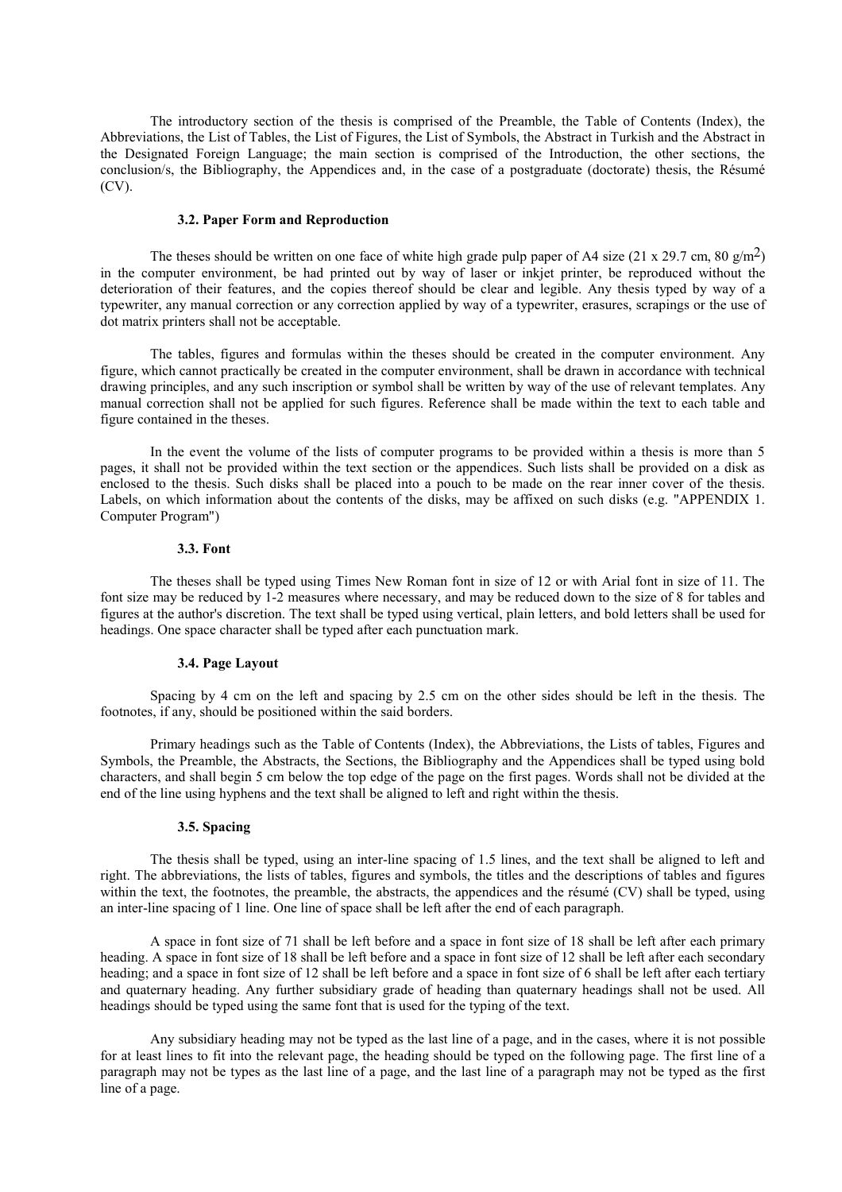The introductory section of the thesis is comprised of the Preamble, the Table of Contents (Index), the Abbreviations, the List of Tables, the List of Figures, the List of Symbols, the Abstract in Turkish and the Abstract in the Designated Foreign Language; the main section is comprised of the Introduction, the other sections, the conclusion/s, the Bibliography, the Appendices and, in the case of a postgraduate (doctorate) thesis, the Résumé (CV).

### 3.2. Paper Form and Reproduction

The theses should be written on one face of white high grade pulp paper of A4 size (21 x 29.7 cm, 80 g/$m^2$) in the computer environment, be had printed out by way of laser or inkjet printer, be reproduced without the deterioration of their features, and the copies thereof should be clear and legible. Any thesis typed by way of a typewriter, any manual correction or any correction applied by way of a typewriter, erasures, scrapings or the use of dot matrix printers shall not be acceptable.

The tables, figures and formulas within the theses should be created in the computer environment. Any figure, which cannot practically be created in the computer environment, shall be drawn in accordance with technical drawing principles, and any such inscription or symbol shall be written by way of the use of relevant templates. Any manual correction shall not be applied for such figures. Reference shall be made within the text to each table and figure contained in the theses.

In the event the volume of the lists of computer programs to be provided within a thesis is more than 5 pages, it shall not be provided within the text section or the appendices. Such lists shall be provided on a disk as enclosed to the thesis. Such disks shall be placed into a pouch to be made on the rear inner cover of the thesis. Labels, on which information about the contents of the disks, may be affixed on such disks (e.g. "APPENDIX 1. Computer Program")

### 3.3. Font

The theses shall be typed using Times New Roman font in size of 12 or with Arial font in size of 11. The font size may be reduced by 1-2 measures where necessary, and may be reduced down to the size of 8 for tables and figures at the author's discretion. The text shall be typed using vertical, plain letters, and bold letters shall be used for headings. One space character shall be typed after each punctuation mark.

### 3.4. Page Layout

Spacing by 4 cm on the left and spacing by 2.5 cm on the other sides should be left in the thesis. The footnotes, if any, should be positioned within the said borders.

Primary headings such as the Table of Contents (Index), the Abbreviations, the Lists of tables, Figures and Symbols, the Preamble, the Abstracts, the Sections, the Bibliography and the Appendices shall be typed using bold characters, and shall begin 5 cm below the top edge of the page on the first pages. Words shall not be divided at the end of the line using hyphens and the text shall be aligned to left and right within the thesis.

### 3.5. Spacing

The thesis shall be typed, using an inter-line spacing of 1.5 lines, and the text shall be aligned to left and right. The abbreviations, the lists of tables, figures and symbols, the titles and the descriptions of tables and figures within the text, the footnotes, the preamble, the abstracts, the appendices and the résumé (CV) shall be typed, using an inter-line spacing of 1 line. One line of space shall be left after the end of each paragraph.

A space in font size of 71 shall be left before and a space in font size of 18 shall be left after each primary heading. A space in font size of 18 shall be left before and a space in font size of 12 shall be left after each secondary heading; and a space in font size of 12 shall be left before and a space in font size of 6 shall be left after each tertiary and quaternary heading. Any further subsidiary grade of heading than quaternary headings shall not be used. All headings should be typed using the same font that is used for the typing of the text.

Any subsidiary heading may not be typed as the last line of a page, and in the cases, where it is not possible for at least lines to fit into the relevant page, the heading should be typed on the following page. The first line of a paragraph may not be types as the last line of a page, and the last line of a paragraph may not be typed as the first line of a page.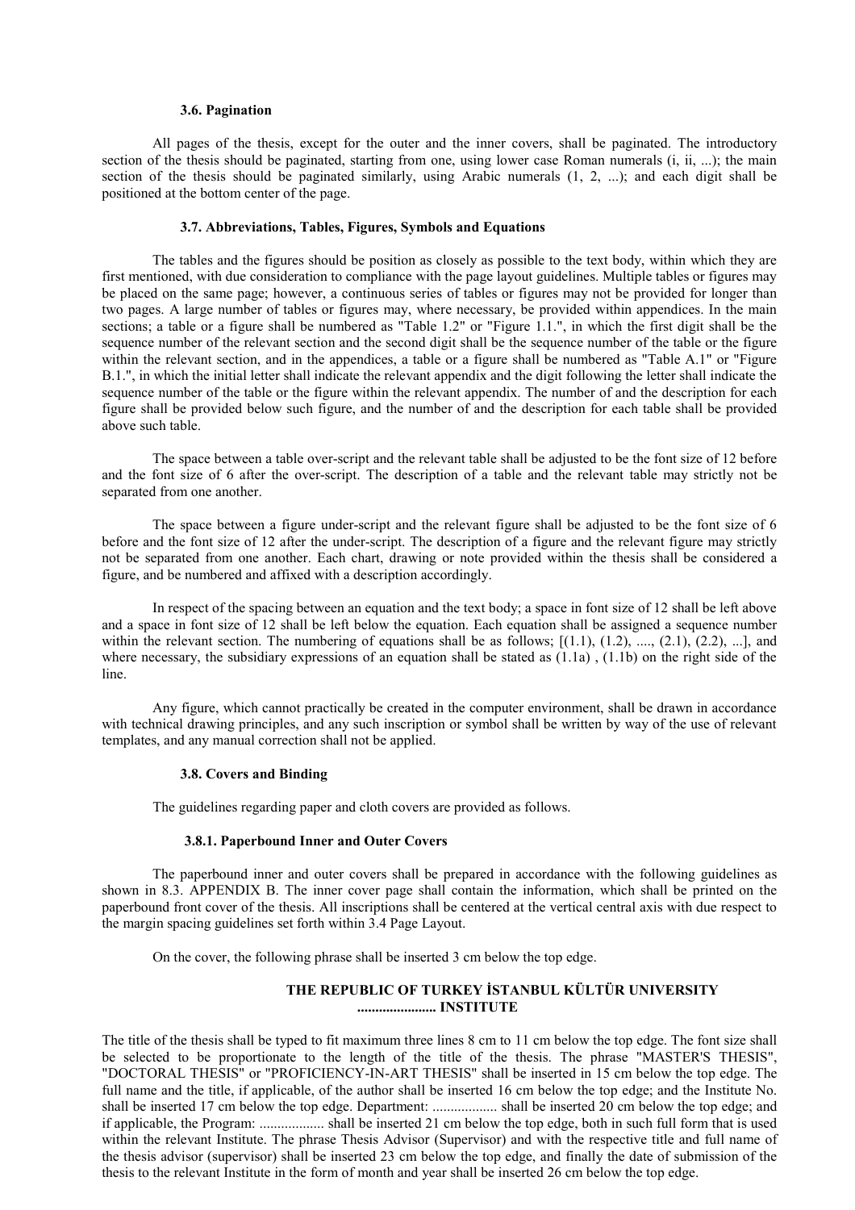### 3.6. Pagination

All pages of the thesis, except for the outer and the inner covers, shall be paginated. The introductory section of the thesis should be paginated, starting from one, using lower case Roman numerals (i, ii, ...); the main section of the thesis should be paginated similarly, using Arabic numerals (1, 2, ...); and each digit shall be positioned at the bottom center of the page.

### 3.7. Abbreviations, Tables, Figures, Symbols and Equations

The tables and the figures should be position as closely as possible to the text body, within which they are first mentioned, with due consideration to compliance with the page layout guidelines. Multiple tables or figures may be placed on the same page; however, a continuous series of tables or figures may not be provided for longer than two pages. A large number of tables or figures may, where necessary, be provided within appendices. In the main sections; a table or a figure shall be numbered as "Table 1.2" or "Figure 1.1.", in which the first digit shall be the sequence number of the relevant section and the second digit shall be the sequence number of the table or the figure within the relevant section, and in the appendices, a table or a figure shall be numbered as "Table A.1" or "Figure B.1.", in which the initial letter shall indicate the relevant appendix and the digit following the letter shall indicate the sequence number of the table or the figure within the relevant appendix. The number of and the description for each figure shall be provided below such figure, and the number of and the description for each table shall be provided above such table.

The space between a table over-script and the relevant table shall be adjusted to be the font size of 12 before and the font size of 6 after the over-script. The description of a table and the relevant table may strictly not be separated from one another.

The space between a figure under-script and the relevant figure shall be adjusted to be the font size of 6 before and the font size of 12 after the under-script. The description of a figure and the relevant figure may strictly not be separated from one another. Each chart, drawing or note provided within the thesis shall be considered a figure, and be numbered and affixed with a description accordingly.

In respect of the spacing between an equation and the text body; a space in font size of 12 shall be left above and a space in font size of 12 shall be left below the equation. Each equation shall be assigned a sequence number within the relevant section. The numbering of equations shall be as follows; [(1.1), (1.2), ...., (2.1), (2.2), ...], and where necessary, the subsidiary expressions of an equation shall be stated as (1.1a) , (1.1b) on the right side of the line.

Any figure, which cannot practically be created in the computer environment, shall be drawn in accordance with technical drawing principles, and any such inscription or symbol shall be written by way of the use of relevant templates, and any manual correction shall not be applied.

### 3.8. Covers and Binding

The guidelines regarding paper and cloth covers are provided as follows.

#### 3.8.1. Paperbound Inner and Outer Covers

The paperbound inner and outer covers shall be prepared in accordance with the following guidelines as shown in 8.3. APPENDIX B. The inner cover page shall contain the information, which shall be printed on the paperbound front cover of the thesis. All inscriptions shall be centered at the vertical central axis with due respect to the margin spacing guidelines set forth within 3.4 Page Layout.

On the cover, the following phrase shall be inserted 3 cm below the top edge.

**THE REPUBLIC OF TURKEY İSTANBUL KÜLTÜR UNIVERSITY**
**...................... INSTITUTE**

The title of the thesis shall be typed to fit maximum three lines 8 cm to 11 cm below the top edge. The font size shall be selected to be proportionate to the length of the title of the thesis. The phrase "MASTER'S THESIS", "DOCTORAL THESIS" or "PROFICIENCY-IN-ART THESIS" shall be inserted in 15 cm below the top edge. The full name and the title, if applicable, of the author shall be inserted 16 cm below the top edge; and the Institute No. shall be inserted 17 cm below the top edge. Department: .................. shall be inserted 20 cm below the top edge; and if applicable, the Program: .................. shall be inserted 21 cm below the top edge, both in such full form that is used within the relevant Institute. The phrase Thesis Advisor (Supervisor) and with the respective title and full name of the thesis advisor (supervisor) shall be inserted 23 cm below the top edge, and finally the date of submission of the thesis to the relevant Institute in the form of month and year shall be inserted 26 cm below the top edge.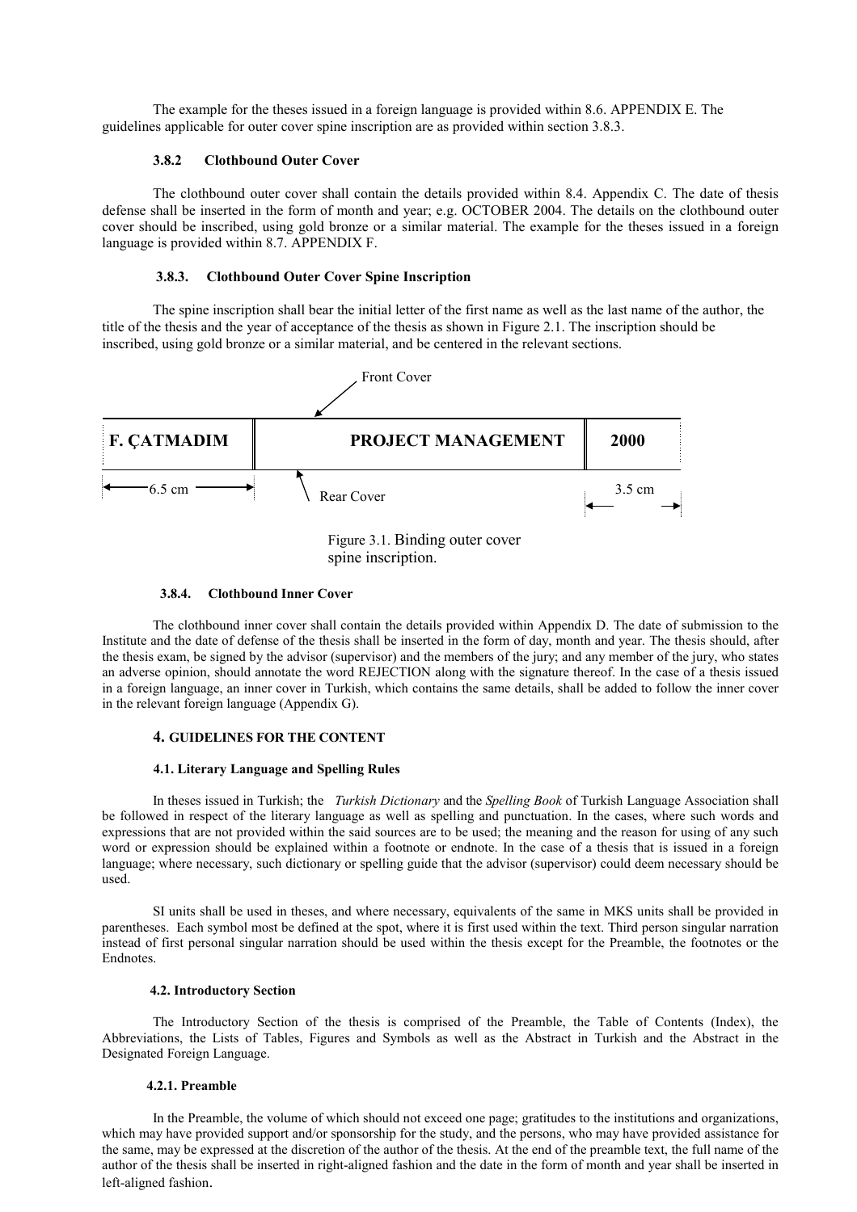The example for the theses issued in a foreign language is provided within 8.6. APPENDIX E. The guidelines applicable for outer cover spine inscription are as provided within section 3.8.3.

### 3.8.2 Clothbound Outer Cover

The clothbound outer cover shall contain the details provided within 8.4. Appendix C. The date of thesis defense shall be inserted in the form of month and year; e.g. OCTOBER 2004. The details on the clothbound outer cover should be inscribed, using gold bronze or a similar material. The example for the theses issued in a foreign language is provided within 8.7. APPENDIX F.

### 3.8.3. Clothbound Outer Cover Spine Inscription

The spine inscription shall bear the initial letter of the first name as well as the last name of the author, the title of the thesis and the year of acceptance of the thesis as shown in Figure 2.1. The inscription should be inscribed, using gold bronze or a similar material, and be centered in the relevant sections.

Front Cover

| F. ÇATMADIM | PROJECT MANAGEMENT | 2000 |
|---|---|---|

6.5 cm — Rear Cover — 3.5 cm

Figure 3.1. Binding outer cover spine inscription.

### 3.8.4. Clothbound Inner Cover

The clothbound inner cover shall contain the details provided within Appendix D. The date of submission to the Institute and the date of defense of the thesis shall be inserted in the form of day, month and year. The thesis should, after the thesis exam, be signed by the advisor (supervisor) and the members of the jury; and any member of the jury, who states an adverse opinion, should annotate the word REJECTION along with the signature thereof. In the case of a thesis issued in a foreign language, an inner cover in Turkish, which contains the same details, shall be added to follow the inner cover in the relevant foreign language (Appendix G).

## 4. GUIDELINES FOR THE CONTENT

### 4.1. Literary Language and Spelling Rules

In theses issued in Turkish; the *Turkish Dictionary* and the *Spelling Book* of Turkish Language Association shall be followed in respect of the literary language as well as spelling and punctuation. In the cases, where such words and expressions that are not provided within the said sources are to be used; the meaning and the reason for using of any such word or expression should be explained within a footnote or endnote. In the case of a thesis that is issued in a foreign language; where necessary, such dictionary or spelling guide that the advisor (supervisor) could deem necessary should be used.

SI units shall be used in theses, and where necessary, equivalents of the same in MKS units shall be provided in parentheses. Each symbol most be defined at the spot, where it is first used within the text. Third person singular narration instead of first personal singular narration should be used within the thesis except for the Preamble, the footnotes or the Endnotes.

### 4.2. Introductory Section

The Introductory Section of the thesis is comprised of the Preamble, the Table of Contents (Index), the Abbreviations, the Lists of Tables, Figures and Symbols as well as the Abstract in Turkish and the Abstract in the Designated Foreign Language.

#### 4.2.1. Preamble

In the Preamble, the volume of which should not exceed one page; gratitudes to the institutions and organizations, which may have provided support and/or sponsorship for the study, and the persons, who may have provided assistance for the same, may be expressed at the discretion of the author of the thesis. At the end of the preamble text, the full name of the author of the thesis shall be inserted in right-aligned fashion and the date in the form of month and year shall be inserted in left-aligned fashion.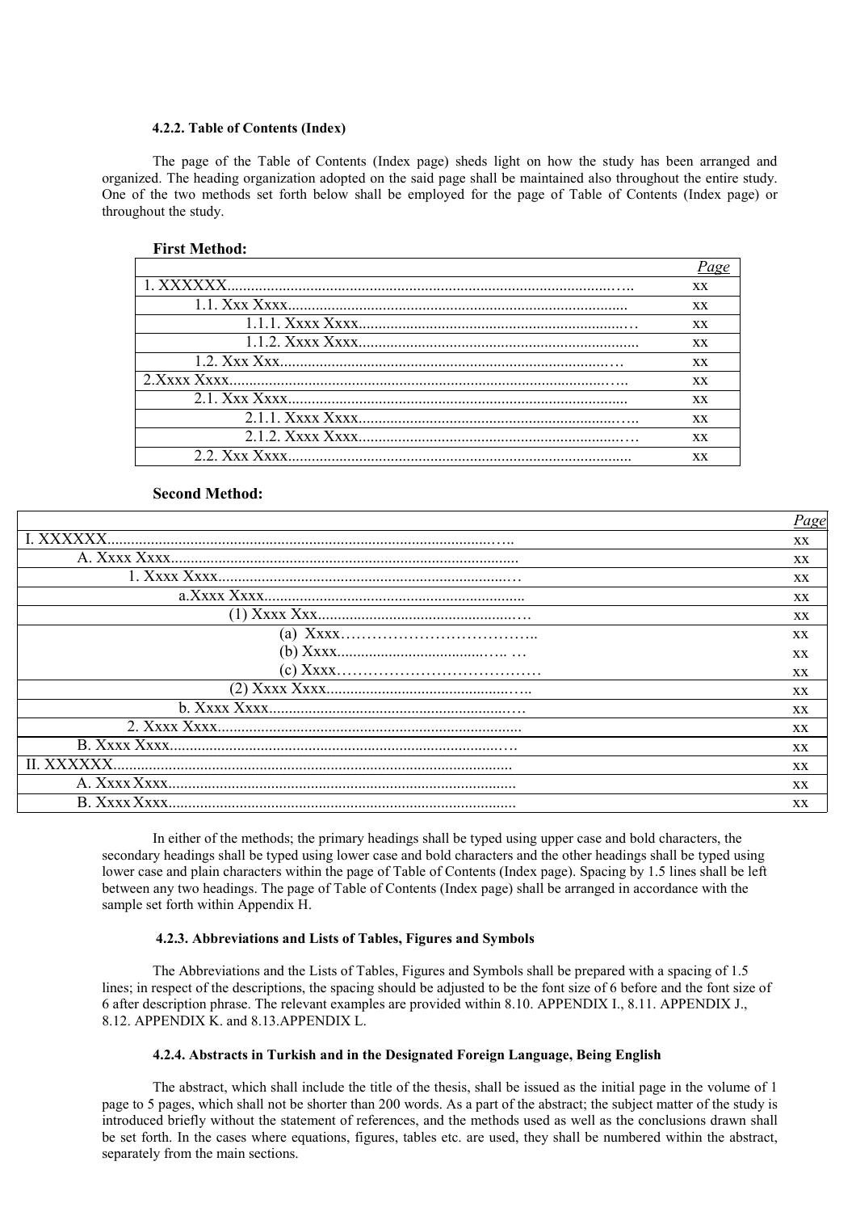#### 4.2.2. Table of Contents (Index)

The page of the Table of Contents (Index page) sheds light on how the study has been arranged and organized. The heading organization adopted on the said page shall be maintained also throughout the entire study. One of the two methods set forth below shall be employed for the page of Table of Contents (Index page) or throughout the study.

**First Method:**

| | *Page* |
|---|---|
| 1. XXXXXX........................................................................................... | xx |
| 1.1. Xxx Xxxx.......................................................................................... | xx |
| 1.1.1. Xxxx Xxxx..................................................................... | xx |
| 1.1.2. Xxxx Xxxx...................................................................... | xx |
| 1.2. Xxx Xxx.......................................................................................... | xx |
| 2.Xxxx Xxxx........................................................................................... | xx |
| 2.1. Xxx Xxxx.......................................................................................... | xx |
| 2.1.1. Xxxx Xxxx..................................................................... | xx |
| 2.1.2. Xxxx Xxxx..................................................................... | xx |
| 2.2. Xxx Xxxx.......................................................................................... | xx |

**Second Method:**

| | *Page* |
|---|---|
| I. XXXXXX........................................................................................... | xx |
| A. Xxxx Xxxx..................................................................................... | xx |
| 1. Xxxx Xxxx................................................................................ | xx |
| a.Xxxx Xxxx.................................................................... | xx |
| (1) Xxxx Xxx.................................................... | xx |
| (a) Xxxx.................................... | xx |
| (b) Xxxx.................................... | xx |
| (c) Xxxx.................................... | xx |
| (2) Xxxx Xxxx.................................................. | xx |
| b. Xxxx Xxxx.................................................................... | xx |
| 2. Xxxx Xxxx................................................................................ | xx |
| B. Xxxx Xxxx..................................................................................... | xx |
| II. XXXXXX........................................................................................... | xx |
| A. Xxxx Xxxx..................................................................................... | xx |
| B. Xxxx Xxxx..................................................................................... | xx |

In either of the methods; the primary headings shall be typed using upper case and bold characters, the secondary headings shall be typed using lower case and bold characters and the other headings shall be typed using lower case and plain characters within the page of Table of Contents (Index page). Spacing by 1.5 lines shall be left between any two headings. The page of Table of Contents (Index page) shall be arranged in accordance with the sample set forth within Appendix H.

#### 4.2.3. Abbreviations and Lists of Tables, Figures and Symbols

The Abbreviations and the Lists of Tables, Figures and Symbols shall be prepared with a spacing of 1.5 lines; in respect of the descriptions, the spacing should be adjusted to be the font size of 6 before and the font size of 6 after description phrase. The relevant examples are provided within 8.10. APPENDIX I., 8.11. APPENDIX J., 8.12. APPENDIX K. and 8.13.APPENDIX L.

#### 4.2.4. Abstracts in Turkish and in the Designated Foreign Language, Being English

The abstract, which shall include the title of the thesis, shall be issued as the initial page in the volume of 1 page to 5 pages, which shall not be shorter than 200 words. As a part of the abstract; the subject matter of the study is introduced briefly without the statement of references, and the methods used as well as the conclusions drawn shall be set forth. In the cases where equations, figures, tables etc. are used, they shall be numbered within the abstract, separately from the main sections.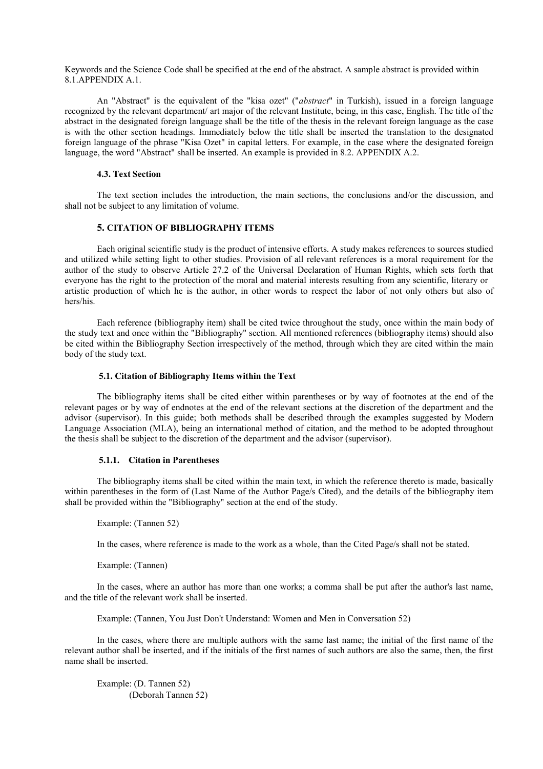Keywords and the Science Code shall be specified at the end of the abstract. A sample abstract is provided within 8.1.APPENDIX A.1.

An "Abstract" is the equivalent of the "kisa ozet" ("*abstract*" in Turkish), issued in a foreign language recognized by the relevant department/ art major of the relevant Institute, being, in this case, English. The title of the abstract in the designated foreign language shall be the title of the thesis in the relevant foreign language as the case is with the other section headings. Immediately below the title shall be inserted the translation to the designated foreign language of the phrase "Kisa Ozet" in capital letters. For example, in the case where the designated foreign language, the word "Abstract" shall be inserted. An example is provided in 8.2. APPENDIX A.2.

### 4.3. Text Section

The text section includes the introduction, the main sections, the conclusions and/or the discussion, and shall not be subject to any limitation of volume.

## 5. CITATION OF BIBLIOGRAPHY ITEMS

Each original scientific study is the product of intensive efforts. A study makes references to sources studied and utilized while setting light to other studies. Provision of all relevant references is a moral requirement for the author of the study to observe Article 27.2 of the Universal Declaration of Human Rights, which sets forth that everyone has the right to the protection of the moral and material interests resulting from any scientific, literary or artistic production of which he is the author, in other words to respect the labor of not only others but also of hers/his.

Each reference (bibliography item) shall be cited twice throughout the study, once within the main body of the study text and once within the "Bibliography" section. All mentioned references (bibliography items) should also be cited within the Bibliography Section irrespectively of the method, through which they are cited within the main body of the study text.

### 5.1. Citation of Bibliography Items within the Text

The bibliography items shall be cited either within parentheses or by way of footnotes at the end of the relevant pages or by way of endnotes at the end of the relevant sections at the discretion of the department and the advisor (supervisor). In this guide; both methods shall be described through the examples suggested by Modern Language Association (MLA), being an international method of citation, and the method to be adopted throughout the thesis shall be subject to the discretion of the department and the advisor (supervisor).

#### 5.1.1. Citation in Parentheses

The bibliography items shall be cited within the main text, in which the reference thereto is made, basically within parentheses in the form of (Last Name of the Author Page/s Cited), and the details of the bibliography item shall be provided within the "Bibliography" section at the end of the study.

Example: (Tannen 52)

In the cases, where reference is made to the work as a whole, than the Cited Page/s shall not be stated.

Example: (Tannen)

In the cases, where an author has more than one works; a comma shall be put after the author's last name, and the title of the relevant work shall be inserted.

Example: (Tannen, You Just Don't Understand: Women and Men in Conversation 52)

In the cases, where there are multiple authors with the same last name; the initial of the first name of the relevant author shall be inserted, and if the initials of the first names of such authors are also the same, then, the first name shall be inserted.

Example: (D. Tannen 52)
(Deborah Tannen 52)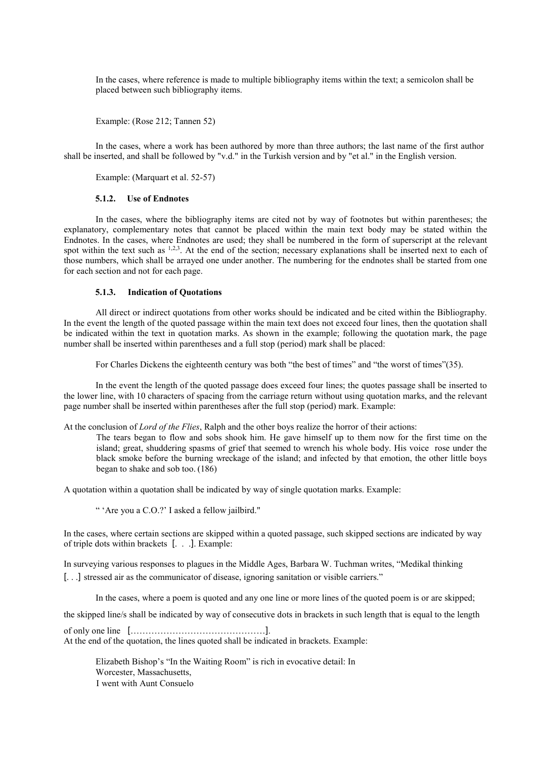In the cases, where reference is made to multiple bibliography items within the text; a semicolon shall be placed between such bibliography items.

Example: (Rose 212; Tannen 52)

In the cases, where a work has been authored by more than three authors; the last name of the first author shall be inserted, and shall be followed by "v.d." in the Turkish version and by "et al." in the English version.

Example: (Marquart et al. 52-57)

#### 5.1.2. Use of Endnotes

In the cases, where the bibliography items are cited not by way of footnotes but within parentheses; the explanatory, complementary notes that cannot be placed within the main text body may be stated within the Endnotes. In the cases, where Endnotes are used; they shall be numbered in the form of superscript at the relevant spot within the text such as [1,2,3]. At the end of the section; necessary explanations shall be inserted next to each of those numbers, which shall be arrayed one under another. The numbering for the endnotes shall be started from one for each section and not for each page.

#### 5.1.3. Indication of Quotations

All direct or indirect quotations from other works should be indicated and be cited within the Bibliography. In the event the length of the quoted passage within the main text does not exceed four lines, then the quotation shall be indicated within the text in quotation marks. As shown in the example; following the quotation mark, the page number shall be inserted within parentheses and a full stop (period) mark shall be placed:

For Charles Dickens the eighteenth century was both “the best of times” and “the worst of times”(35).

In the event the length of the quoted passage does exceed four lines; the quotes passage shall be inserted to the lower line, with 10 characters of spacing from the carriage return without using quotation marks, and the relevant page number shall be inserted within parentheses after the full stop (period) mark. Example:

At the conclusion of *Lord of the Flies*, Ralph and the other boys realize the horror of their actions:

> The tears began to flow and sobs shook him. He gave himself up to them now for the first time on the island; great, shuddering spasms of grief that seemed to wrench his whole body. His voice rose under the black smoke before the burning wreckage of the island; and infected by that emotion, the other little boys began to shake and sob too. (186)

A quotation within a quotation shall be indicated by way of single quotation marks. Example:

“ ‘Are you a C.O.?’ I asked a fellow jailbird."

In the cases, where certain sections are skipped within a quoted passage, such skipped sections are indicated by way of triple dots within brackets [. . .]. Example:

In surveying various responses to plagues in the Middle Ages, Barbara W. Tuchman writes, “Medikal thinking [. . .] stressed air as the communicator of disease, ignoring sanitation or visible carriers.”

In the cases, where a poem is quoted and any one line or more lines of the quoted poem is or are skipped; the skipped line/s shall be indicated by way of consecutive dots in brackets in such length that is equal to the length of only one line [……………………………………….].

At the end of the quotation, the lines quoted shall be indicated in brackets. Example:

Elizabeth Bishop’s “In the Waiting Room” is rich in evocative detail: In
Worcester, Massachusetts,
I went with Aunt Consuelo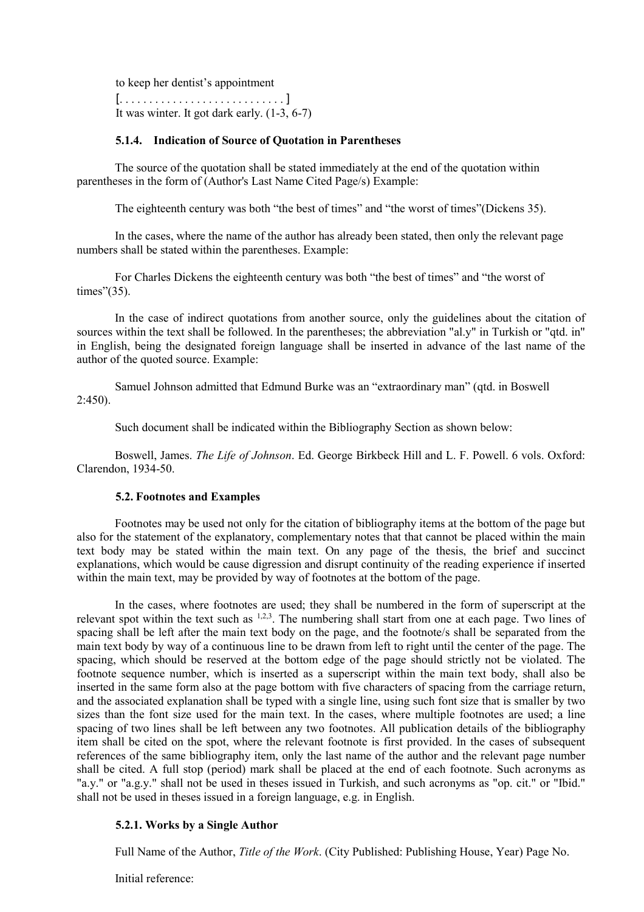to keep her dentist's appointment
[. . . . . . . . . . . . . . . . . . . . . . . . . . . . ]
It was winter. It got dark early. (1-3, 6-7)

#### 5.1.4. Indication of Source of Quotation in Parentheses

The source of the quotation shall be stated immediately at the end of the quotation within parentheses in the form of (Author's Last Name Cited Page/s) Example:

The eighteenth century was both "the best of times" and "the worst of times"(Dickens 35).

In the cases, where the name of the author has already been stated, then only the relevant page numbers shall be stated within the parentheses. Example:

For Charles Dickens the eighteenth century was both "the best of times" and "the worst of times"(35).

In the case of indirect quotations from another source, only the guidelines about the citation of sources within the text shall be followed. In the parentheses; the abbreviation "al.y" in Turkish or "qtd. in" in English, being the designated foreign language shall be inserted in advance of the last name of the author of the quoted source. Example:

Samuel Johnson admitted that Edmund Burke was an "extraordinary man" (qtd. in Boswell 2:450).

Such document shall be indicated within the Bibliography Section as shown below:

Boswell, James. *The Life of Johnson*. Ed. George Birkbeck Hill and L. F. Powell. 6 vols. Oxford: Clarendon, 1934-50.

### 5.2. Footnotes and Examples

Footnotes may be used not only for the citation of bibliography items at the bottom of the page but also for the statement of the explanatory, complementary notes that that cannot be placed within the main text body may be stated within the main text. On any page of the thesis, the brief and succinct explanations, which would be cause digression and disrupt continuity of the reading experience if inserted within the main text, may be provided by way of footnotes at the bottom of the page.

In the cases, where footnotes are used; they shall be numbered in the form of superscript at the relevant spot within the text such as [1,2,3]. The numbering shall start from one at each page. Two lines of spacing shall be left after the main text body on the page, and the footnote/s shall be separated from the main text body by way of a continuous line to be drawn from left to right until the center of the page. The spacing, which should be reserved at the bottom edge of the page should strictly not be violated. The footnote sequence number, which is inserted as a superscript within the main text body, shall also be inserted in the same form also at the page bottom with five characters of spacing from the carriage return, and the associated explanation shall be typed with a single line, using such font size that is smaller by two sizes than the font size used for the main text. In the cases, where multiple footnotes are used; a line spacing of two lines shall be left between any two footnotes. All publication details of the bibliography item shall be cited on the spot, where the relevant footnote is first provided. In the cases of subsequent references of the same bibliography item, only the last name of the author and the relevant page number shall be cited. A full stop (period) mark shall be placed at the end of each footnote. Such acronyms as "a.y." or "a.g.y." shall not be used in theses issued in Turkish, and such acronyms as "op. cit." or "Ibid." shall not be used in theses issued in a foreign language, e.g. in English.

#### 5.2.1. Works by a Single Author

Full Name of the Author, *Title of the Work*. (City Published: Publishing House, Year) Page No.

Initial reference: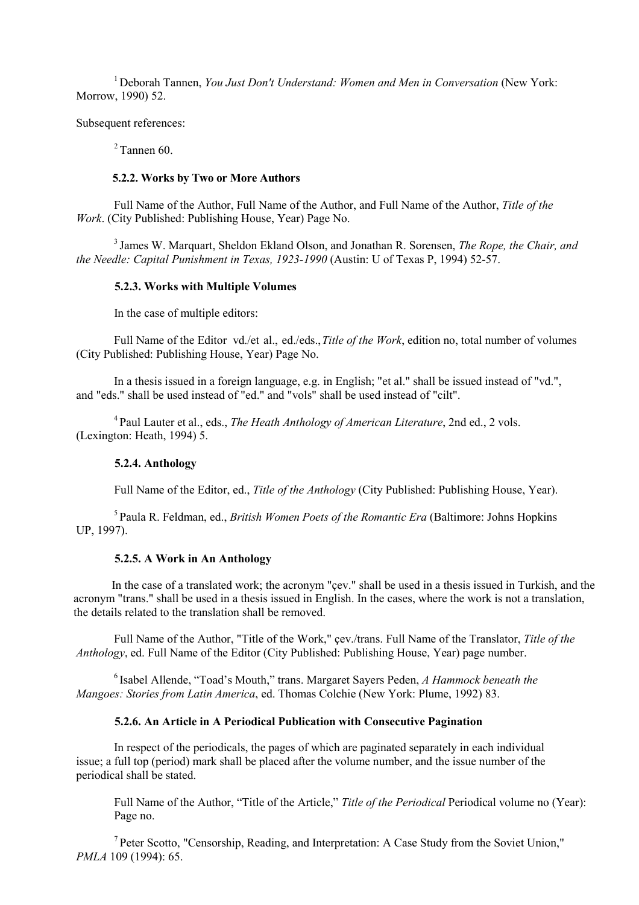[1] Deborah Tannen, *You Just Don't Understand: Women and Men in Conversation* (New York: Morrow, 1990) 52.

Subsequent references:

[2] Tannen 60.

#### 5.2.2. Works by Two or More Authors

Full Name of the Author, Full Name of the Author, and Full Name of the Author, *Title of the Work*. (City Published: Publishing House, Year) Page No.

[3] James W. Marquart, Sheldon Ekland Olson, and Jonathan R. Sorensen, *The Rope, the Chair, and the Needle: Capital Punishment in Texas, 1923-1990* (Austin: U of Texas P, 1994) 52-57.

#### 5.2.3. Works with Multiple Volumes

In the case of multiple editors:

Full Name of the Editor vd./et al., ed./eds.,*Title of the Work*, edition no, total number of volumes (City Published: Publishing House, Year) Page No.

In a thesis issued in a foreign language, e.g. in English; "et al." shall be issued instead of "vd.", and "eds." shall be used instead of "ed." and "vols" shall be used instead of "cilt".

[4] Paul Lauter et al., eds., *The Heath Anthology of American Literature*, 2nd ed., 2 vols. (Lexington: Heath, 1994) 5.

#### 5.2.4. Anthology

Full Name of the Editor, ed., *Title of the Anthology* (City Published: Publishing House, Year).

[5] Paula R. Feldman, ed., *British Women Poets of the Romantic Era* (Baltimore: Johns Hopkins UP, 1997).

#### 5.2.5. A Work in An Anthology

In the case of a translated work; the acronym "çev." shall be used in a thesis issued in Turkish, and the acronym "trans." shall be used in a thesis issued in English. In the cases, where the work is not a translation, the details related to the translation shall be removed.

Full Name of the Author, "Title of the Work," çev./trans. Full Name of the Translator, *Title of the Anthology*, ed. Full Name of the Editor (City Published: Publishing House, Year) page number.

[6] Isabel Allende, "Toad's Mouth," trans. Margaret Sayers Peden, *A Hammock beneath the Mangoes: Stories from Latin America*, ed. Thomas Colchie (New York: Plume, 1992) 83.

#### 5.2.6. An Article in A Periodical Publication with Consecutive Pagination

In respect of the periodicals, the pages of which are paginated separately in each individual issue; a full top (period) mark shall be placed after the volume number, and the issue number of the periodical shall be stated.

Full Name of the Author, "Title of the Article," *Title of the Periodical* Periodical volume no (Year): Page no.

[7] Peter Scotto, "Censorship, Reading, and Interpretation: A Case Study from the Soviet Union," *PMLA* 109 (1994): 65.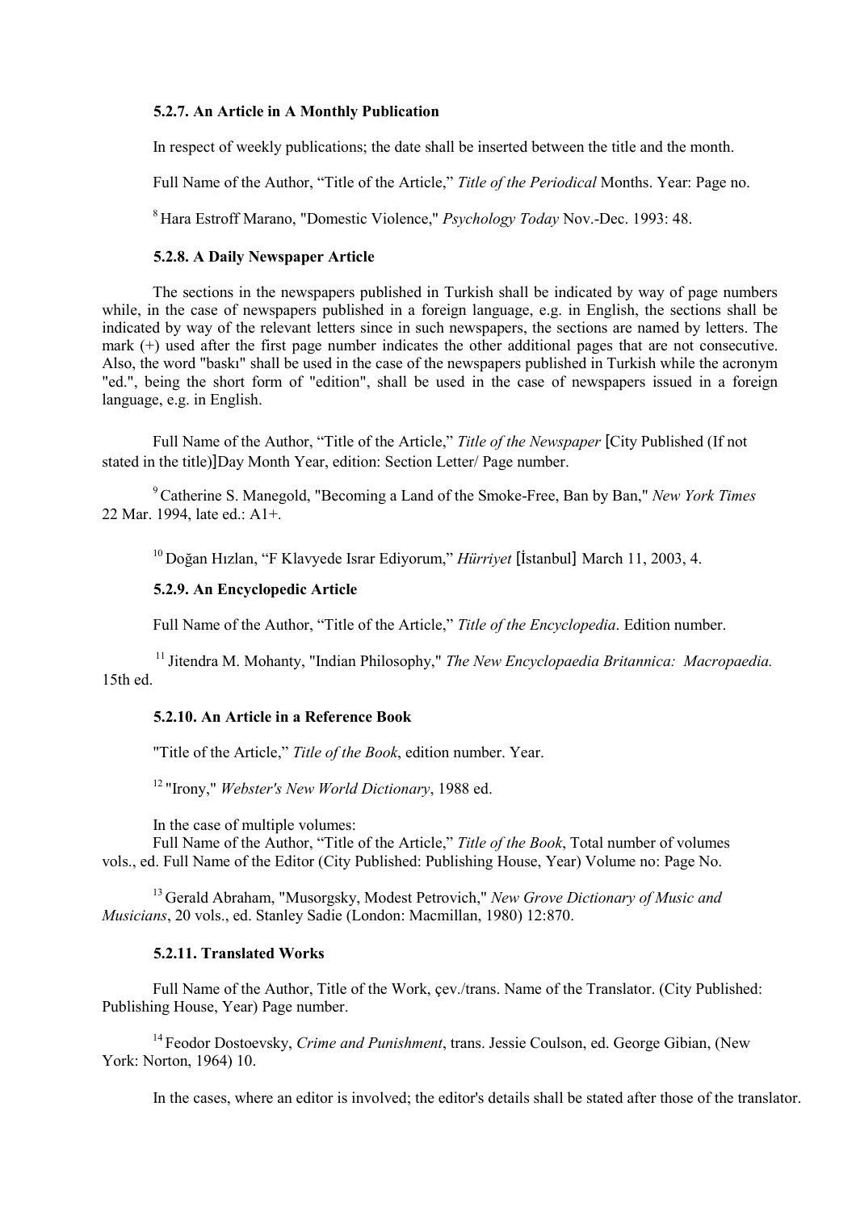#### 5.2.7. An Article in A Monthly Publication

In respect of weekly publications; the date shall be inserted between the title and the month.

Full Name of the Author, "Title of the Article," *Title of the Periodical* Months. Year: Page no.

[8] Hara Estroff Marano, "Domestic Violence," *Psychology Today* Nov.-Dec. 1993: 48.

#### 5.2.8. A Daily Newspaper Article

The sections in the newspapers published in Turkish shall be indicated by way of page numbers while, in the case of newspapers published in a foreign language, e.g. in English, the sections shall be indicated by way of the relevant letters since in such newspapers, the sections are named by letters. The mark (+) used after the first page number indicates the other additional pages that are not consecutive. Also, the word "baskı" shall be used in the case of the newspapers published in Turkish while the acronym "ed.", being the short form of "edition", shall be used in the case of newspapers issued in a foreign language, e.g. in English.

Full Name of the Author, "Title of the Article," *Title of the Newspaper* [City Published (If not stated in the title)]Day Month Year, edition: Section Letter/ Page number.

[9] Catherine S. Manegold, "Becoming a Land of the Smoke-Free, Ban by Ban," *New York Times* 22 Mar. 1994, late ed.: A1+.

[10] Doğan Hızlan, "F Klavyede Israr Ediyorum," *Hürriyet* [İstanbul] March 11, 2003, 4.

#### 5.2.9. An Encyclopedic Article

Full Name of the Author, "Title of the Article," *Title of the Encyclopedia*. Edition number.

[11] Jitendra M. Mohanty, "Indian Philosophy," *The New Encyclopaedia Britannica: Macropaedia.* 15th ed.

#### 5.2.10. An Article in a Reference Book

"Title of the Article," *Title of the Book*, edition number. Year.

[12] "Irony," *Webster's New World Dictionary*, 1988 ed.

In the case of multiple volumes:
Full Name of the Author, "Title of the Article," *Title of the Book*, Total number of volumes vols., ed. Full Name of the Editor (City Published: Publishing House, Year) Volume no: Page No.

[13] Gerald Abraham, "Musorgsky, Modest Petrovich," *New Grove Dictionary of Music and Musicians*, 20 vols., ed. Stanley Sadie (London: Macmillan, 1980) 12:870.

#### 5.2.11. Translated Works

Full Name of the Author, Title of the Work, çev./trans. Name of the Translator. (City Published: Publishing House, Year) Page number.

[14] Feodor Dostoevsky, *Crime and Punishment*, trans. Jessie Coulson, ed. George Gibian, (New York: Norton, 1964) 10.

In the cases, where an editor is involved; the editor's details shall be stated after those of the translator.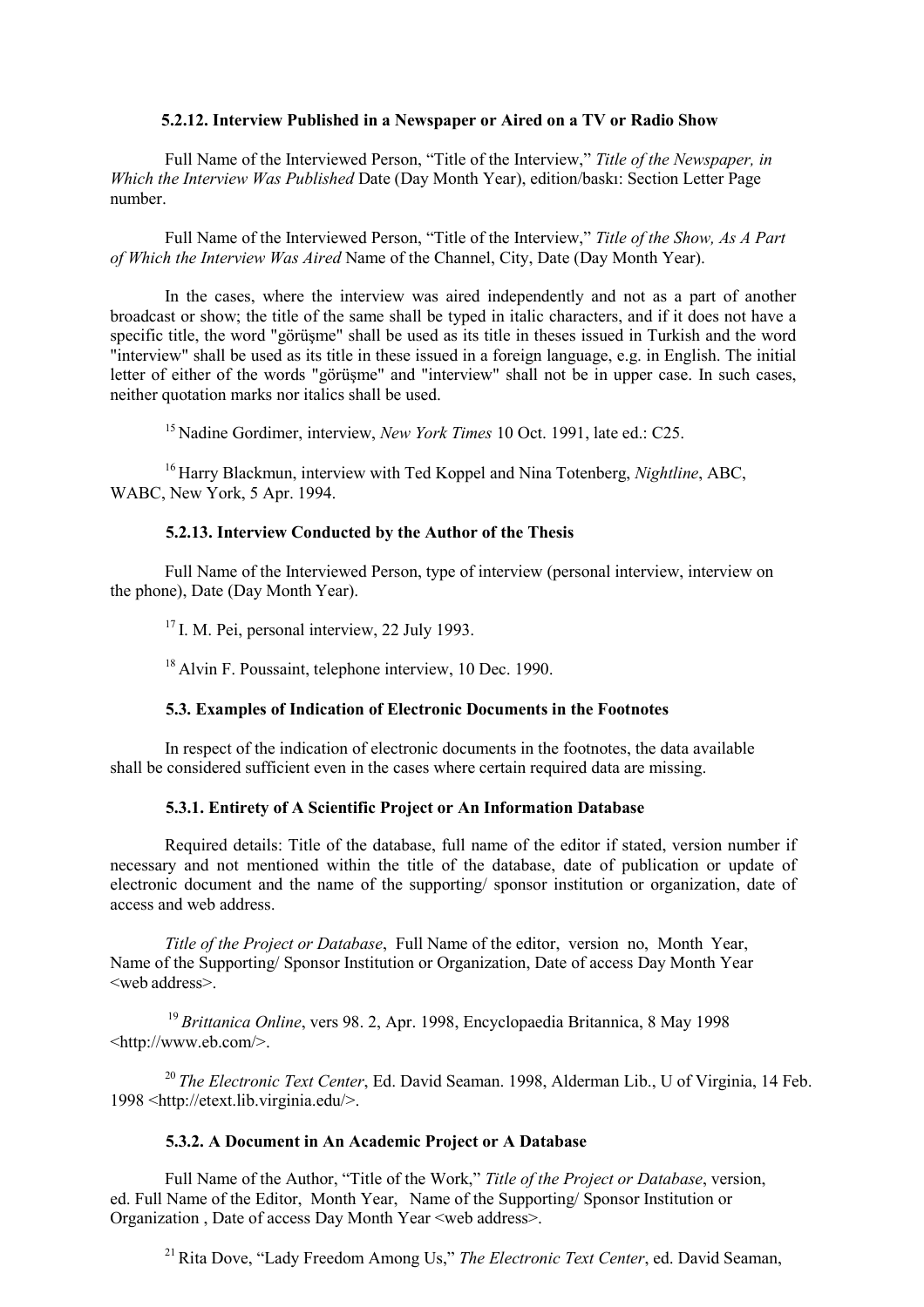#### 5.2.12. Interview Published in a Newspaper or Aired on a TV or Radio Show

Full Name of the Interviewed Person, "Title of the Interview," *Title of the Newspaper, in Which the Interview Was Published* Date (Day Month Year), edition/baskı: Section Letter Page number.

Full Name of the Interviewed Person, "Title of the Interview," *Title of the Show, As A Part of Which the Interview Was Aired* Name of the Channel, City, Date (Day Month Year).

In the cases, where the interview was aired independently and not as a part of another broadcast or show; the title of the same shall be typed in italic characters, and if it does not have a specific title, the word "görüşme" shall be used as its title in theses issued in Turkish and the word "interview" shall be used as its title in these issued in a foreign language, e.g. in English. The initial letter of either of the words "görüşme" and "interview" shall not be in upper case. In such cases, neither quotation marks nor italics shall be used.

[15] Nadine Gordimer, interview, *New York Times* 10 Oct. 1991, late ed.: C25.

[16] Harry Blackmun, interview with Ted Koppel and Nina Totenberg, *Nightline*, ABC, WABC, New York, 5 Apr. 1994.

#### 5.2.13. Interview Conducted by the Author of the Thesis

Full Name of the Interviewed Person, type of interview (personal interview, interview on the phone), Date (Day Month Year).

[17] I. M. Pei, personal interview, 22 July 1993.

[18] Alvin F. Poussaint, telephone interview, 10 Dec. 1990.

### 5.3. Examples of Indication of Electronic Documents in the Footnotes

In respect of the indication of electronic documents in the footnotes, the data available shall be considered sufficient even in the cases where certain required data are missing.

#### 5.3.1. Entirety of A Scientific Project or An Information Database

Required details: Title of the database, full name of the editor if stated, version number if necessary and not mentioned within the title of the database, date of publication or update of electronic document and the name of the supporting/ sponsor institution or organization, date of access and web address.

*Title of the Project or Database*, Full Name of the editor, version no, Month Year, Name of the Supporting/ Sponsor Institution or Organization, Date of access Day Month Year <web address>.

[19] *Brittanica Online*, vers 98. 2, Apr. 1998, Encyclopaedia Britannica, 8 May 1998 <http://www.eb.com/>.

[20] *The Electronic Text Center*, Ed. David Seaman. 1998, Alderman Lib., U of Virginia, 14 Feb. 1998 <http://etext.lib.virginia.edu/>.

#### 5.3.2. A Document in An Academic Project or A Database

Full Name of the Author, "Title of the Work," *Title of the Project or Database*, version, ed. Full Name of the Editor, Month Year, Name of the Supporting/ Sponsor Institution or Organization , Date of access Day Month Year <web address>.

[21] Rita Dove, "Lady Freedom Among Us," *The Electronic Text Center*, ed. David Seaman,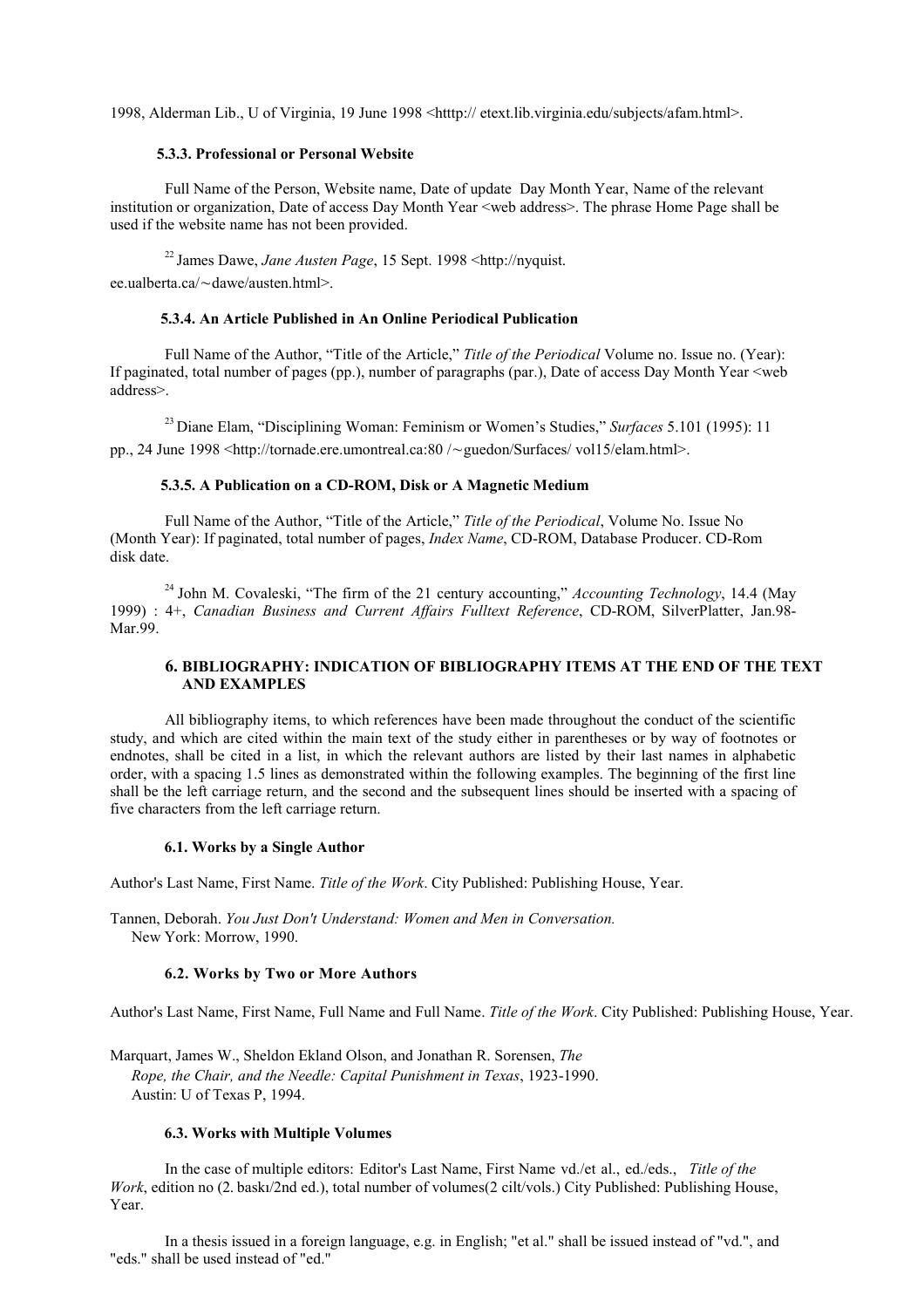1998, Alderman Lib., U of Virginia, 19 June 1998 <htttp:// etext.lib.virginia.edu/subjects/afam.html>.

#### 5.3.3. Professional or Personal Website

Full Name of the Person, Website name, Date of update Day Month Year, Name of the relevant institution or organization, Date of access Day Month Year <web address>. The phrase Home Page shall be used if the website name has not been provided.

[22] James Dawe, *Jane Austen Page*, 15 Sept. 1998 <http://nyquist. ee.ualberta.ca/～dawe/austen.html>.

#### 5.3.4. An Article Published in An Online Periodical Publication

Full Name of the Author, "Title of the Article," *Title of the Periodical* Volume no. Issue no. (Year): If paginated, total number of pages (pp.), number of paragraphs (par.), Date of access Day Month Year <web address>.

[23] Diane Elam, "Disciplining Woman: Feminism or Women's Studies," *Surfaces* 5.101 (1995): 11 pp., 24 June 1998 <http://tornade.ere.umontreal.ca:80 /～guedon/Surfaces/ vol15/elam.html>.

#### 5.3.5. A Publication on a CD-ROM, Disk or A Magnetic Medium

Full Name of the Author, "Title of the Article," *Title of the Periodical*, Volume No. Issue No (Month Year): If paginated, total number of pages, *Index Name*, CD-ROM, Database Producer. CD-Rom disk date.

[24] John M. Covaleski, "The firm of the 21 century accounting," *Accounting Technology*, 14.4 (May 1999) : 4+, *Canadian Business and Current Affairs Fulltext Reference*, CD-ROM, SilverPlatter, Jan.98-Mar.99.

## 6. BIBLIOGRAPHY: INDICATION OF BIBLIOGRAPHY ITEMS AT THE END OF THE TEXT AND EXAMPLES

All bibliography items, to which references have been made throughout the conduct of the scientific study, and which are cited within the main text of the study either in parentheses or by way of footnotes or endnotes, shall be cited in a list, in which the relevant authors are listed by their last names in alphabetic order, with a spacing 1.5 lines as demonstrated within the following examples. The beginning of the first line shall be the left carriage return, and the second and the subsequent lines should be inserted with a spacing of five characters from the left carriage return.

#### 6.1. Works by a Single Author

Author's Last Name, First Name. *Title of the Work*. City Published: Publishing House, Year.

Tannen, Deborah. *You Just Don't Understand: Women and Men in Conversation.*
New York: Morrow, 1990.

#### 6.2. Works by Two or More Authors

Author's Last Name, First Name, Full Name and Full Name. *Title of the Work*. City Published: Publishing House, Year.

Marquart, James W., Sheldon Ekland Olson, and Jonathan R. Sorensen, *The Rope, the Chair, and the Needle: Capital Punishment in Texas*, 1923-1990.
Austin: U of Texas P, 1994.

#### 6.3. Works with Multiple Volumes

In the case of multiple editors: Editor's Last Name, First Name vd./et al., ed./eds., *Title of the Work*, edition no (2. baskı/2nd ed.), total number of volumes(2 cilt/vols.) City Published: Publishing House, Year.

In a thesis issued in a foreign language, e.g. in English; "et al." shall be issued instead of "vd.", and "eds." shall be used instead of "ed."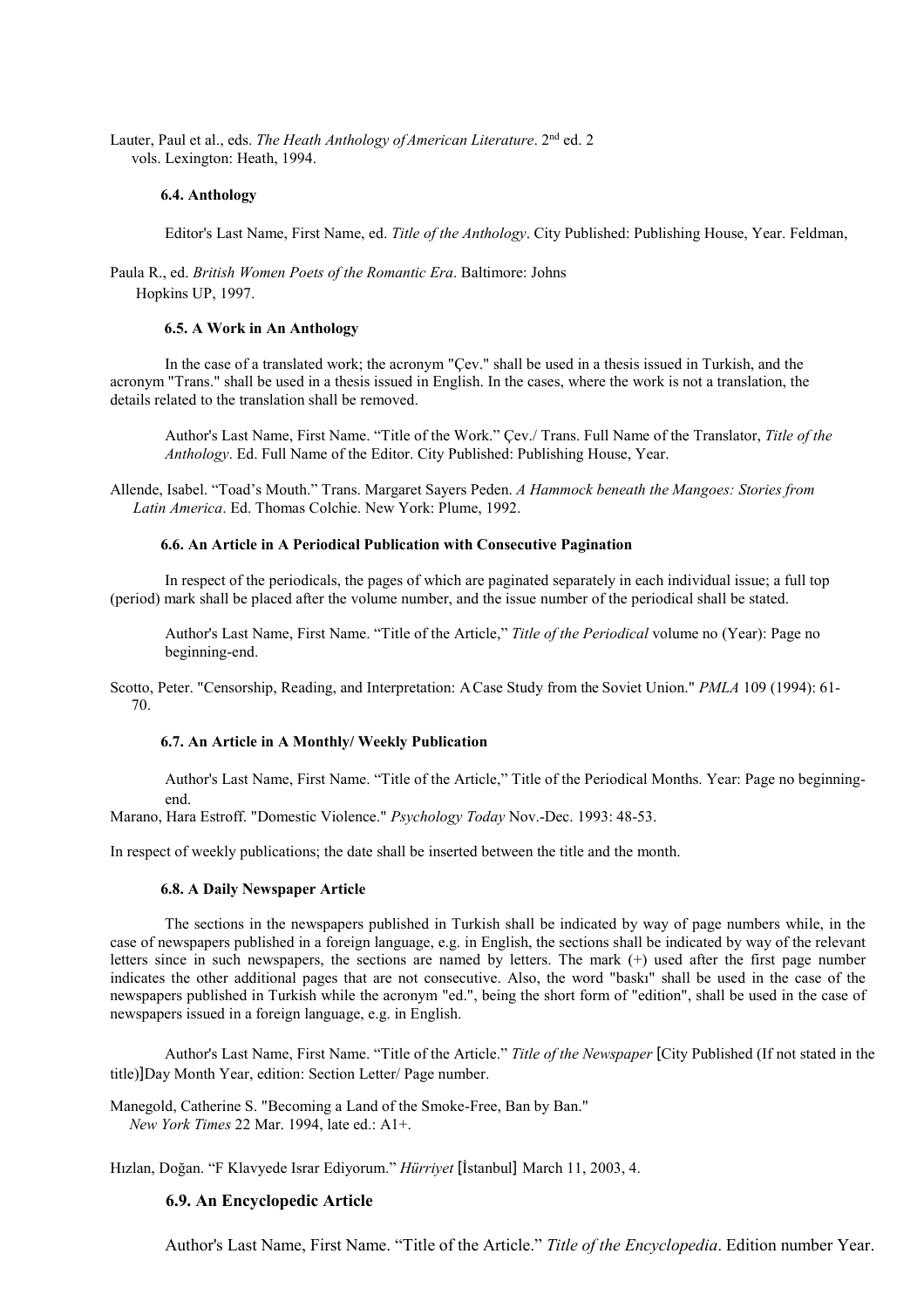Lauter, Paul et al., eds. *The Heath Anthology of American Literature*. $2^{nd}$ ed. 2 vols. Lexington: Heath, 1994.

#### 6.4. Anthology

Editor's Last Name, First Name, ed. *Title of the Anthology*. City Published: Publishing House, Year.

Feldman, Paula R., ed. *British Women Poets of the Romantic Era*. Baltimore: Johns Hopkins UP, 1997.

#### 6.5. A Work in An Anthology

In the case of a translated work; the acronym "Çev." shall be used in a thesis issued in Turkish, and the acronym "Trans." shall be used in a thesis issued in English. In the cases, where the work is not a translation, the details related to the translation shall be removed.

Author's Last Name, First Name. "Title of the Work." Çev./ Trans. Full Name of the Translator, *Title of the Anthology*. Ed. Full Name of the Editor. City Published: Publishing House, Year.

Allende, Isabel. "Toad's Mouth." Trans. Margaret Sayers Peden. *A Hammock beneath the Mangoes: Stories from Latin America*. Ed. Thomas Colchie. New York: Plume, 1992.

#### 6.6. An Article in A Periodical Publication with Consecutive Pagination

In respect of the periodicals, the pages of which are paginated separately in each individual issue; a full top (period) mark shall be placed after the volume number, and the issue number of the periodical shall be stated.

Author's Last Name, First Name. "Title of the Article," *Title of the Periodical* volume no (Year): Page no beginning-end.

Scotto, Peter. "Censorship, Reading, and Interpretation: A Case Study from the Soviet Union." *PMLA* 109 (1994): 61-70.

#### 6.7. An Article in A Monthly/ Weekly Publication

Author's Last Name, First Name. "Title of the Article," Title of the Periodical Months. Year: Page no beginning-end.

Marano, Hara Estroff. "Domestic Violence." *Psychology Today* Nov.-Dec. 1993: 48-53.

In respect of weekly publications; the date shall be inserted between the title and the month.

#### 6.8. A Daily Newspaper Article

The sections in the newspapers published in Turkish shall be indicated by way of page numbers while, in the case of newspapers published in a foreign language, e.g. in English, the sections shall be indicated by way of the relevant letters since in such newspapers, the sections are named by letters. The mark (+) used after the first page number indicates the other additional pages that are not consecutive. Also, the word "baskı" shall be used in the case of the newspapers published in Turkish while the acronym "ed.", being the short form of "edition", shall be used in the case of newspapers issued in a foreign language, e.g. in English.

Author's Last Name, First Name. "Title of the Article." *Title of the Newspaper* [City Published (If not stated in the title)]Day Month Year, edition: Section Letter/ Page number.

Manegold, Catherine S. "Becoming a Land of the Smoke-Free, Ban by Ban." *New York Times* 22 Mar. 1994, late ed.: A1+.

Hızlan, Doğan. "F Klavyede Israr Ediyorum." *Hürriyet* [İstanbul] March 11, 2003, 4.

#### 6.9. An Encyclopedic Article

Author's Last Name, First Name. "Title of the Article." *Title of the Encyclopedia*. Edition number Year.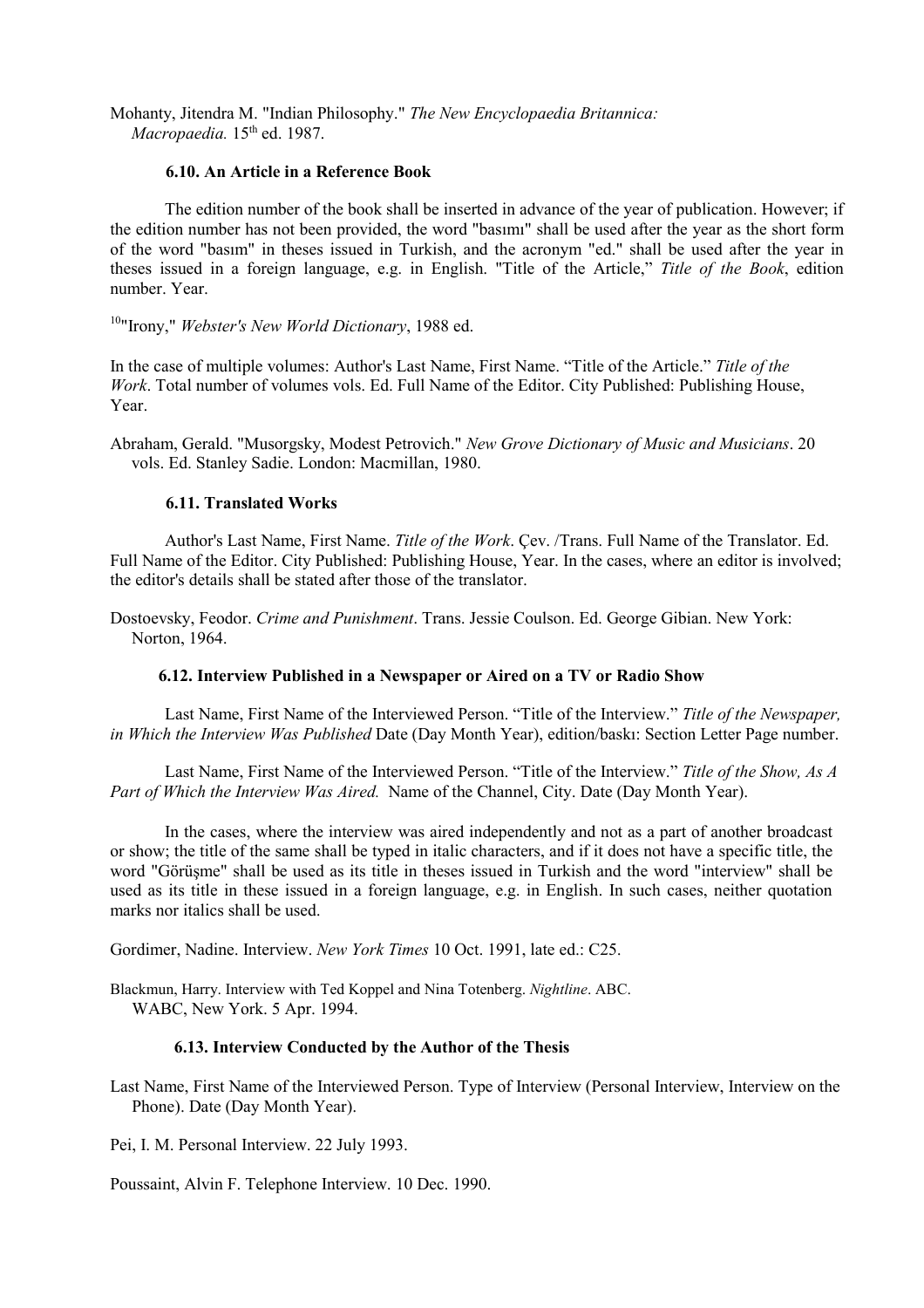Mohanty, Jitendra M. "Indian Philosophy." *The New Encyclopaedia Britannica: Macropaedia.* 15th ed. 1987.

#### 6.10. An Article in a Reference Book

The edition number of the book shall be inserted in advance of the year of publication. However; if the edition number has not been provided, the word "basımı" shall be used after the year as the short form of the word "basım" in theses issued in Turkish, and the acronym "ed." shall be used after the year in theses issued in a foreign language, e.g. in English. "Title of the Article," *Title of the Book*, edition number. Year.

[10]"Irony," *Webster's New World Dictionary*, 1988 ed.

In the case of multiple volumes: Author's Last Name, First Name. "Title of the Article." *Title of the Work*. Total number of volumes vols. Ed. Full Name of the Editor. City Published: Publishing House, Year.

Abraham, Gerald. "Musorgsky, Modest Petrovich." *New Grove Dictionary of Music and Musicians*. 20 vols. Ed. Stanley Sadie. London: Macmillan, 1980.

#### 6.11. Translated Works

Author's Last Name, First Name. *Title of the Work*. Çev. /Trans. Full Name of the Translator. Ed. Full Name of the Editor. City Published: Publishing House, Year. In the cases, where an editor is involved; the editor's details shall be stated after those of the translator.

Dostoevsky, Feodor. *Crime and Punishment*. Trans. Jessie Coulson. Ed. George Gibian. New York: Norton, 1964.

#### 6.12. Interview Published in a Newspaper or Aired on a TV or Radio Show

Last Name, First Name of the Interviewed Person. "Title of the Interview." *Title of the Newspaper, in Which the Interview Was Published* Date (Day Month Year), edition/baskı: Section Letter Page number.

Last Name, First Name of the Interviewed Person. "Title of the Interview." *Title of the Show, As A Part of Which the Interview Was Aired.* Name of the Channel, City. Date (Day Month Year).

In the cases, where the interview was aired independently and not as a part of another broadcast or show; the title of the same shall be typed in italic characters, and if it does not have a specific title, the word "Görüşme" shall be used as its title in theses issued in Turkish and the word "interview" shall be used as its title in these issued in a foreign language, e.g. in English. In such cases, neither quotation marks nor italics shall be used.

Gordimer, Nadine. Interview. *New York Times* 10 Oct. 1991, late ed.: C25.

Blackmun, Harry. Interview with Ted Koppel and Nina Totenberg. *Nightline*. ABC. WABC, New York. 5 Apr. 1994.

#### 6.13. Interview Conducted by the Author of the Thesis

Last Name, First Name of the Interviewed Person. Type of Interview (Personal Interview, Interview on the Phone). Date (Day Month Year).

Pei, I. M. Personal Interview. 22 July 1993.

Poussaint, Alvin F. Telephone Interview. 10 Dec. 1990.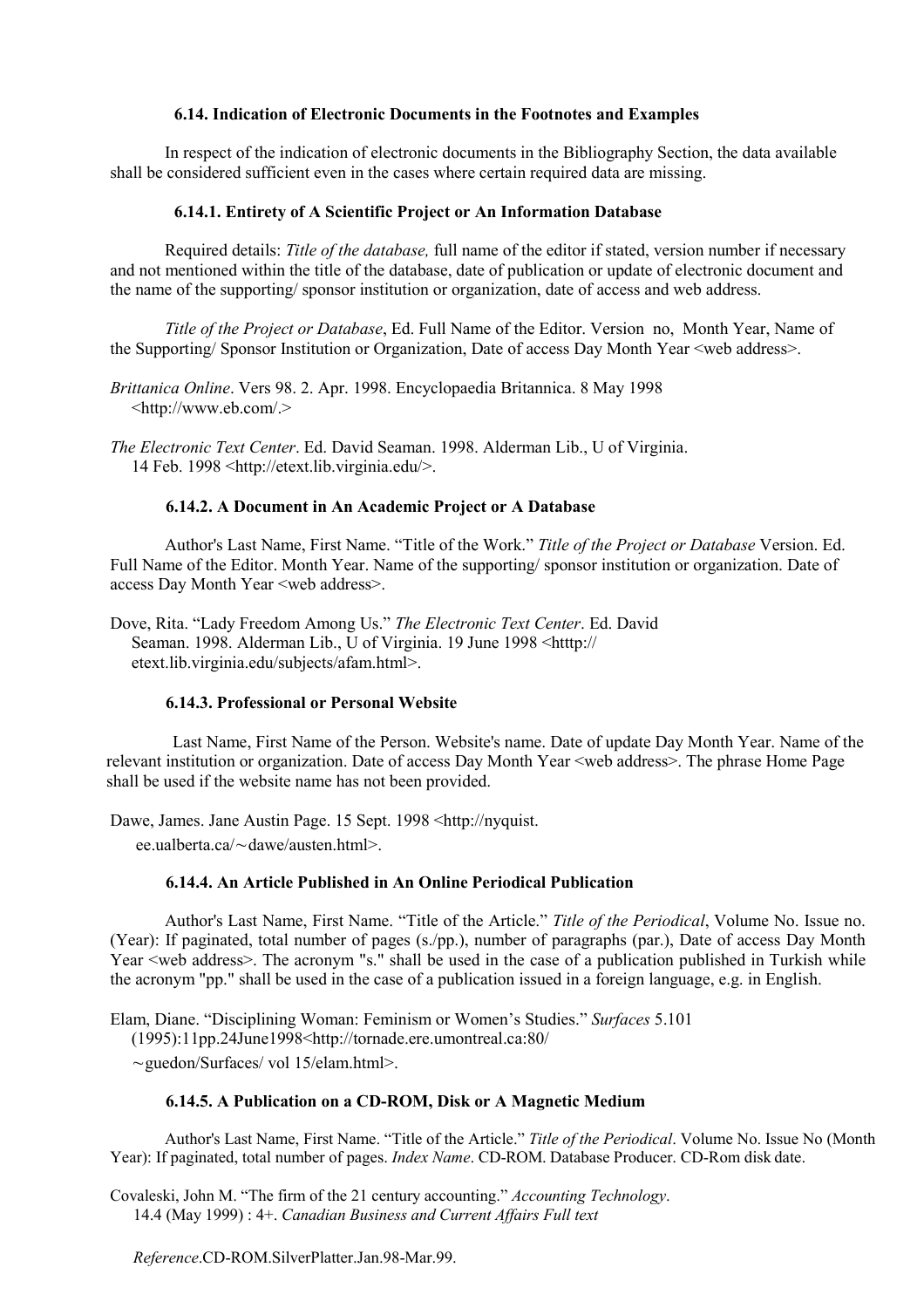### 6.14. Indication of Electronic Documents in the Footnotes and Examples

In respect of the indication of electronic documents in the Bibliography Section, the data available shall be considered sufficient even in the cases where certain required data are missing.

#### 6.14.1. Entirety of A Scientific Project or An Information Database

Required details: *Title of the database,* full name of the editor if stated, version number if necessary and not mentioned within the title of the database, date of publication or update of electronic document and the name of the supporting/ sponsor institution or organization, date of access and web address.

*Title of the Project or Database*, Ed. Full Name of the Editor. Version no, Month Year, Name of the Supporting/ Sponsor Institution or Organization, Date of access Day Month Year <web address>.

*Brittanica Online*. Vers 98. 2. Apr. 1998. Encyclopaedia Britannica. 8 May 1998 <http://www.eb.com/.>

*The Electronic Text Center*. Ed. David Seaman. 1998. Alderman Lib., U of Virginia. 14 Feb. 1998 <http://etext.lib.virginia.edu/>.

#### 6.14.2. A Document in An Academic Project or A Database

Author's Last Name, First Name. "Title of the Work." *Title of the Project or Database* Version. Ed. Full Name of the Editor. Month Year. Name of the supporting/ sponsor institution or organization. Date of access Day Month Year <web address>.

Dove, Rita. "Lady Freedom Among Us." *The Electronic Text Center*. Ed. David Seaman. 1998. Alderman Lib., U of Virginia. 19 June 1998 <htttp:// etext.lib.virginia.edu/subjects/afam.html>.

#### 6.14.3. Professional or Personal Website

Last Name, First Name of the Person. Website's name. Date of update Day Month Year. Name of the relevant institution or organization. Date of access Day Month Year <web address>. The phrase Home Page shall be used if the website name has not been provided.

Dawe, James. Jane Austin Page. 15 Sept. 1998 <http://nyquist. ee.ualberta.ca/～dawe/austen.html>.

#### 6.14.4. An Article Published in An Online Periodical Publication

Author's Last Name, First Name. "Title of the Article." *Title of the Periodical*, Volume No. Issue no. (Year): If paginated, total number of pages (s./pp.), number of paragraphs (par.), Date of access Day Month Year <web address>. The acronym "s." shall be used in the case of a publication published in Turkish while the acronym "pp." shall be used in the case of a publication issued in a foreign language, e.g. in English.

Elam, Diane. "Disciplining Woman: Feminism or Women's Studies." *Surfaces* 5.101 (1995):11pp.24June1998<http://tornade.ere.umontreal.ca:80/ ～guedon/Surfaces/ vol 15/elam.html>.

#### 6.14.5. A Publication on a CD-ROM, Disk or A Magnetic Medium

Author's Last Name, First Name. "Title of the Article." *Title of the Periodical*. Volume No. Issue No (Month Year): If paginated, total number of pages. *Index Name*. CD-ROM. Database Producer. CD-Rom disk date.

Covaleski, John M. "The firm of the 21 century accounting." *Accounting Technology*. 14.4 (May 1999) : 4+. *Canadian Business and Current Affairs Full text Reference*.CD-ROM.SilverPlatter.Jan.98-Mar.99.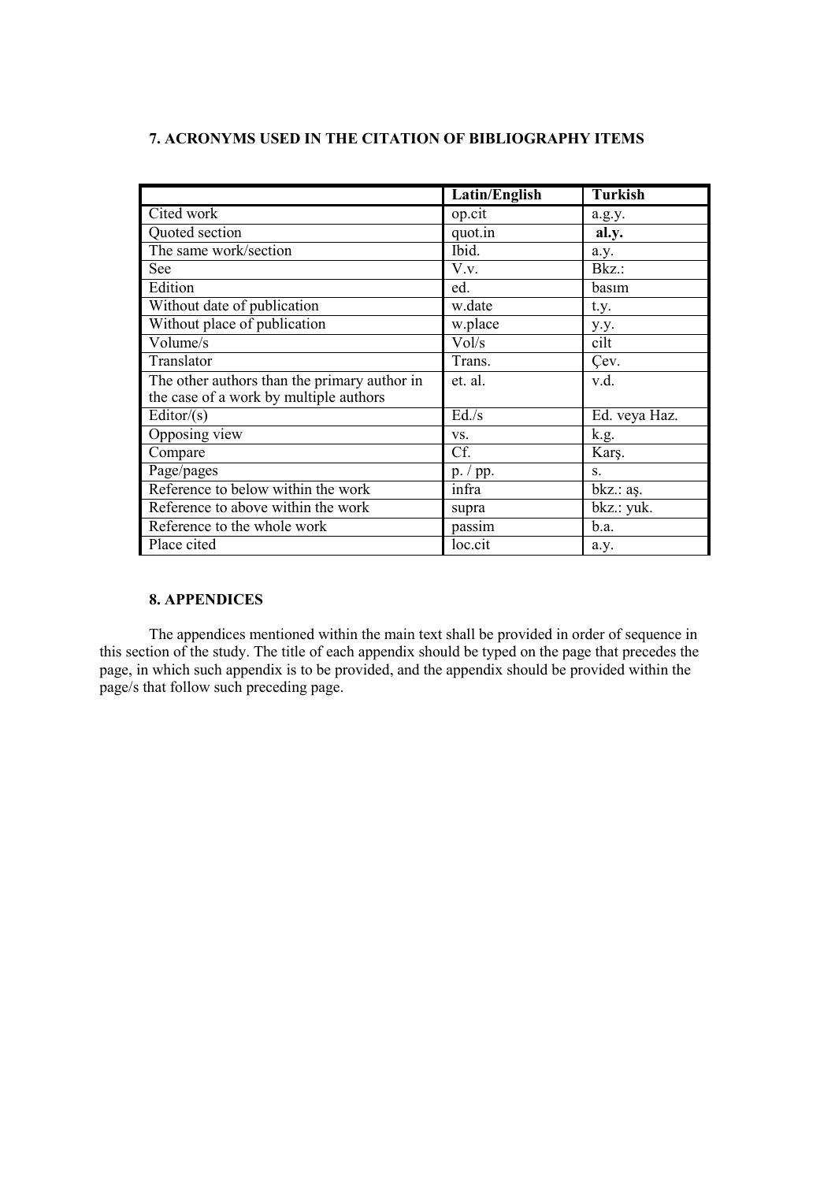### 7. ACRONYMS USED IN THE CITATION OF BIBLIOGRAPHY ITEMS

| | **Latin/English** | **Turkish** |
|---|---|---|
| Cited work | op.cit | a.g.y. |
| Quoted section | quot.in | **al.y.** |
| The same work/section | Ibid. | a.y. |
| See | V.v. | Bkz.: |
| Edition | ed. | basım |
| Without date of publication | w.date | t.y. |
| Without place of publication | w.place | y.y. |
| Volume/s | Vol/s | cilt |
| Translator | Trans. | Çev. |
| The other authors than the primary author in the case of a work by multiple authors | et. al. | v.d. |
| Editor/(s) | Ed./s | Ed. veya Haz. |
| Opposing view | vs. | k.g. |
| Compare | Cf. | Karş. |
| Page/pages | p. / pp. | s. |
| Reference to below within the work | infra | bkz.: aş. |
| Reference to above within the work | supra | bkz.: yuk. |
| Reference to the whole work | passim | b.a. |
| Place cited | loc.cit | a.y. |

### 8. APPENDICES

The appendices mentioned within the main text shall be provided in order of sequence in this section of the study. The title of each appendix should be typed on the page that precedes the page, in which such appendix is to be provided, and the appendix should be provided within the page/s that follow such preceding page.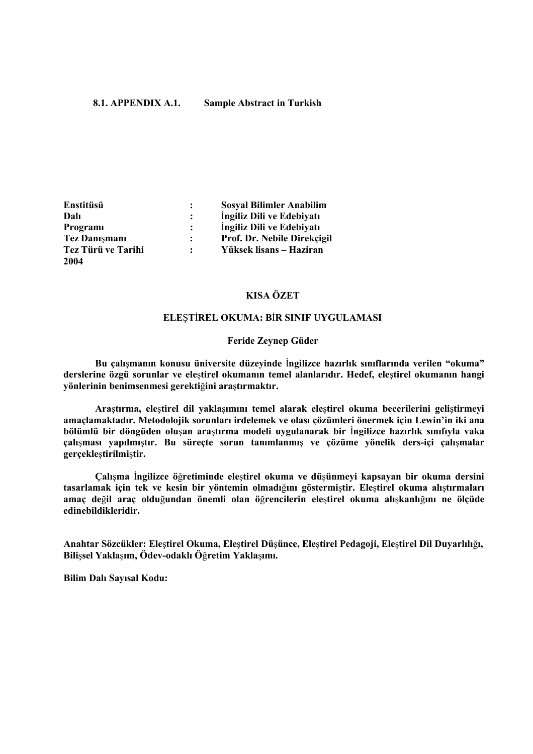**8.1. APPENDIX A.1. Sample Abstract in Turkish**

**Enstitüsü : Sosyal Bilimler Anabilim**
**Dalı : İngiliz Dili ve Edebiyatı**
**Programı : İngiliz Dili ve Edebiyatı**
**Tez Danışmanı : Prof. Dr. Nebile Direkçigil**
**Tez Türü ve Tarihi : Yüksek lisans – Haziran 2004**

**KISA ÖZET**

**ELEŞTİREL OKUMA: BİR SINIF UYGULAMASI**

**Feride Zeynep Güder**

**Bu çalışmanın konusu üniversite düzeyinde İngilizce hazırlık sınıflarında verilen "okuma" derslerine özgü sorunlar ve eleştirel okumanın temel alanlarıdır. Hedef, eleştirel okumanın hangi yönlerinin benimsenmesi gerektiğini araştırmaktır.**

**Araştırma, eleştirel dil yaklaşımını temel alarak eleştirel okuma becerilerini geliştirmeyi amaçlamaktadır. Metodolojik sorunları irdelemek ve olası çözümleri önermek için Lewin'in iki ana bölümlü bir döngüden oluşan araştırma modeli uygulanarak bir İngilizce hazırlık sınıfıyla vaka çalışması yapılmıştır. Bu süreçte sorun tanımlanmış ve çözüme yönelik ders-içi çalışmalar gerçekleştirilmiştir.**

**Çalışma İngilizce öğretiminde eleştirel okuma ve düşünmeyi kapsayan bir okuma dersini tasarlamak için tek ve kesin bir yöntemin olmadığını göstermiştir. Eleştirel okuma alıştırmaları amaç değil araç olduğundan önemli olan öğrencilerin eleştirel okuma alışkanlığını ne ölçüde edinebildikleridir.**

**Anahtar Sözcükler: Eleştirel Okuma, Eleştirel Düşünce, Eleştirel Pedagoji, Eleştirel Dil Duyarlılığı, Bilişsel Yaklaşım, Ödev-odaklı Öğretim Yaklaşımı.**

**Bilim Dalı Sayısal Kodu:**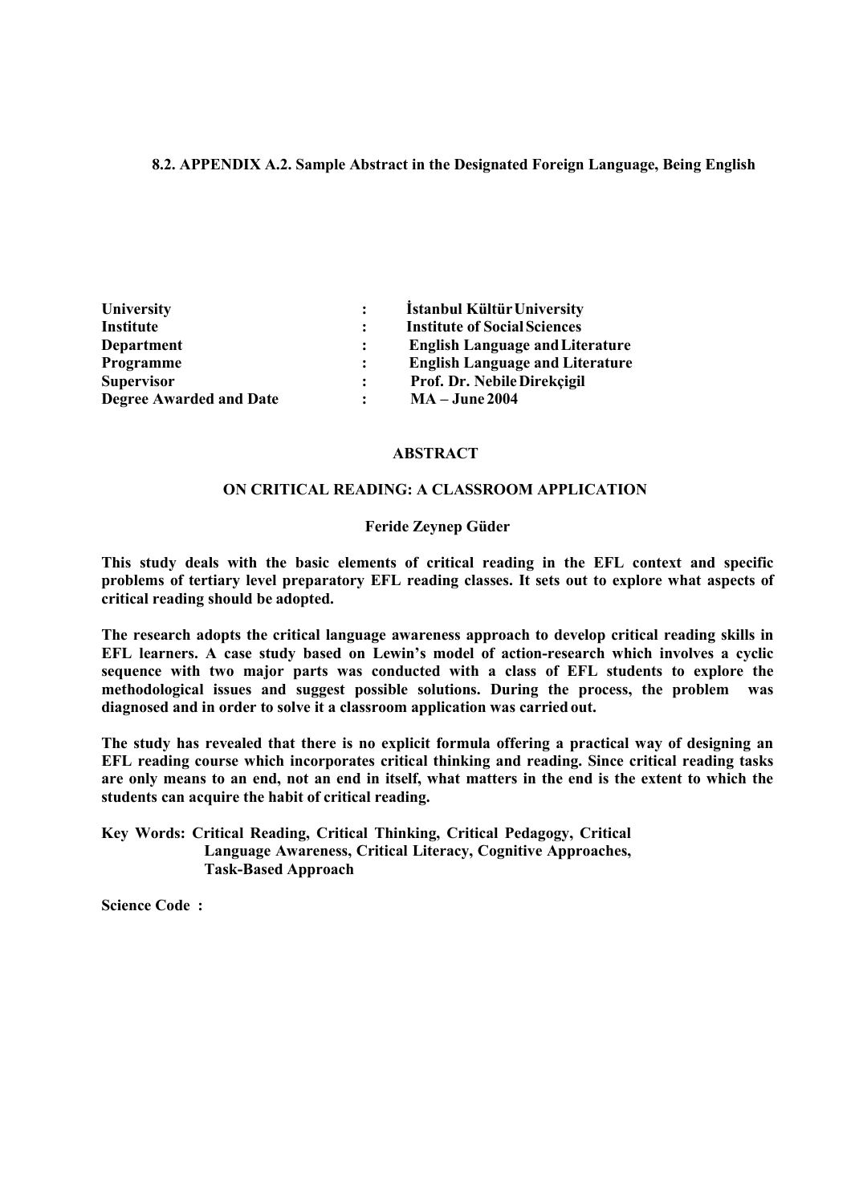**8.2. APPENDIX A.2. Sample Abstract in the Designated Foreign Language, Being English**

| | | |
|---|---|---|
| **University** | **:** | **İstanbul Kültür University** |
| **Institute** | **:** | **Institute of Social Sciences** |
| **Department** | **:** | **English Language and Literature** |
| **Programme** | **:** | **English Language and Literature** |
| **Supervisor** | **:** | **Prof. Dr. Nebile Direkçigil** |
| **Degree Awarded and Date** | **:** | **MA – June 2004** |

**ABSTRACT**

**ON CRITICAL READING: A CLASSROOM APPLICATION**

**Feride Zeynep Güder**

**This study deals with the basic elements of critical reading in the EFL context and specific problems of tertiary level preparatory EFL reading classes. It sets out to explore what aspects of critical reading should be adopted.**

**The research adopts the critical language awareness approach to develop critical reading skills in EFL learners. A case study based on Lewin's model of action-research which involves a cyclic sequence with two major parts was conducted with a class of EFL students to explore the methodological issues and suggest possible solutions. During the process, the problem was diagnosed and in order to solve it a classroom application was carried out.**

**The study has revealed that there is no explicit formula offering a practical way of designing an EFL reading course which incorporates critical thinking and reading. Since critical reading tasks are only means to an end, not an end in itself, what matters in the end is the extent to which the students can acquire the habit of critical reading.**

**Key Words: Critical Reading, Critical Thinking, Critical Pedagogy, Critical Language Awareness, Critical Literacy, Cognitive Approaches, Task-Based Approach**

**Science Code :**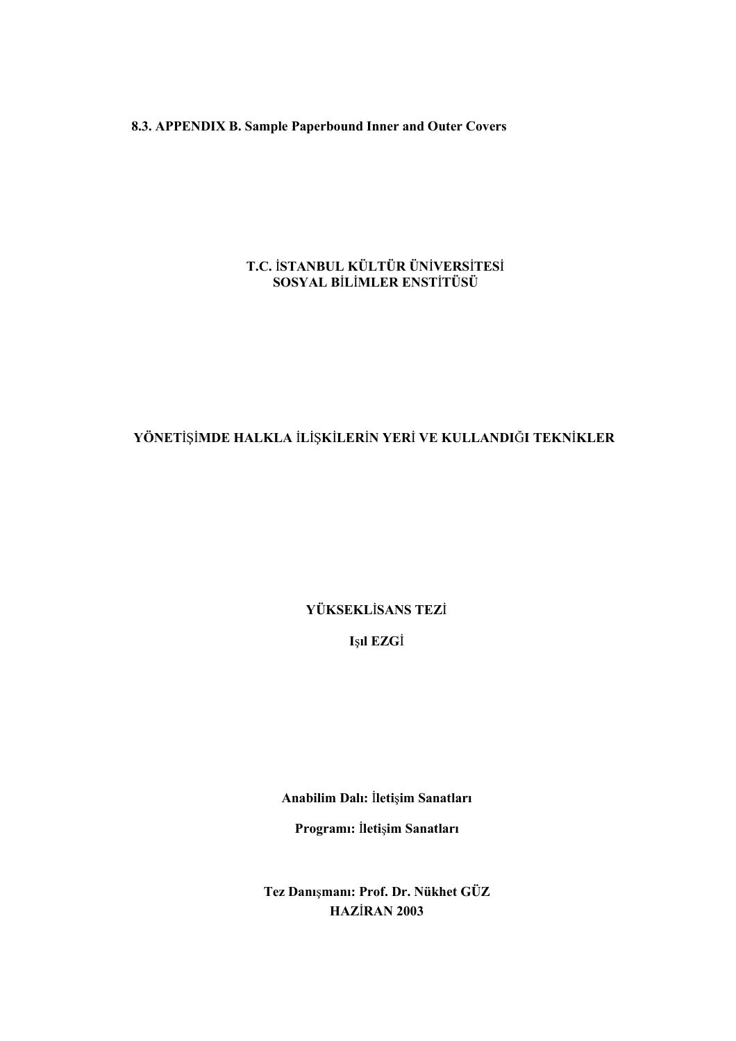### 8.3. APPENDIX B. Sample Paperbound Inner and Outer Covers

**T.C. İSTANBUL KÜLTÜR ÜNİVERSİTESİ**
**SOSYAL BİLİMLER ENSTİTÜSÜ**

**YÖNETİŞİMDE HALKLA İLİŞKİLERİN YERİ VE KULLANDIĞI TEKNİKLER**

**YÜKSEKLİSANS TEZİ**

**Işıl EZGİ**

**Anabilim Dalı: İletişim Sanatları**

**Programı: İletişim Sanatları**

**Tez Danışmanı: Prof. Dr. Nükhet GÜZ**
**HAZİRAN 2003**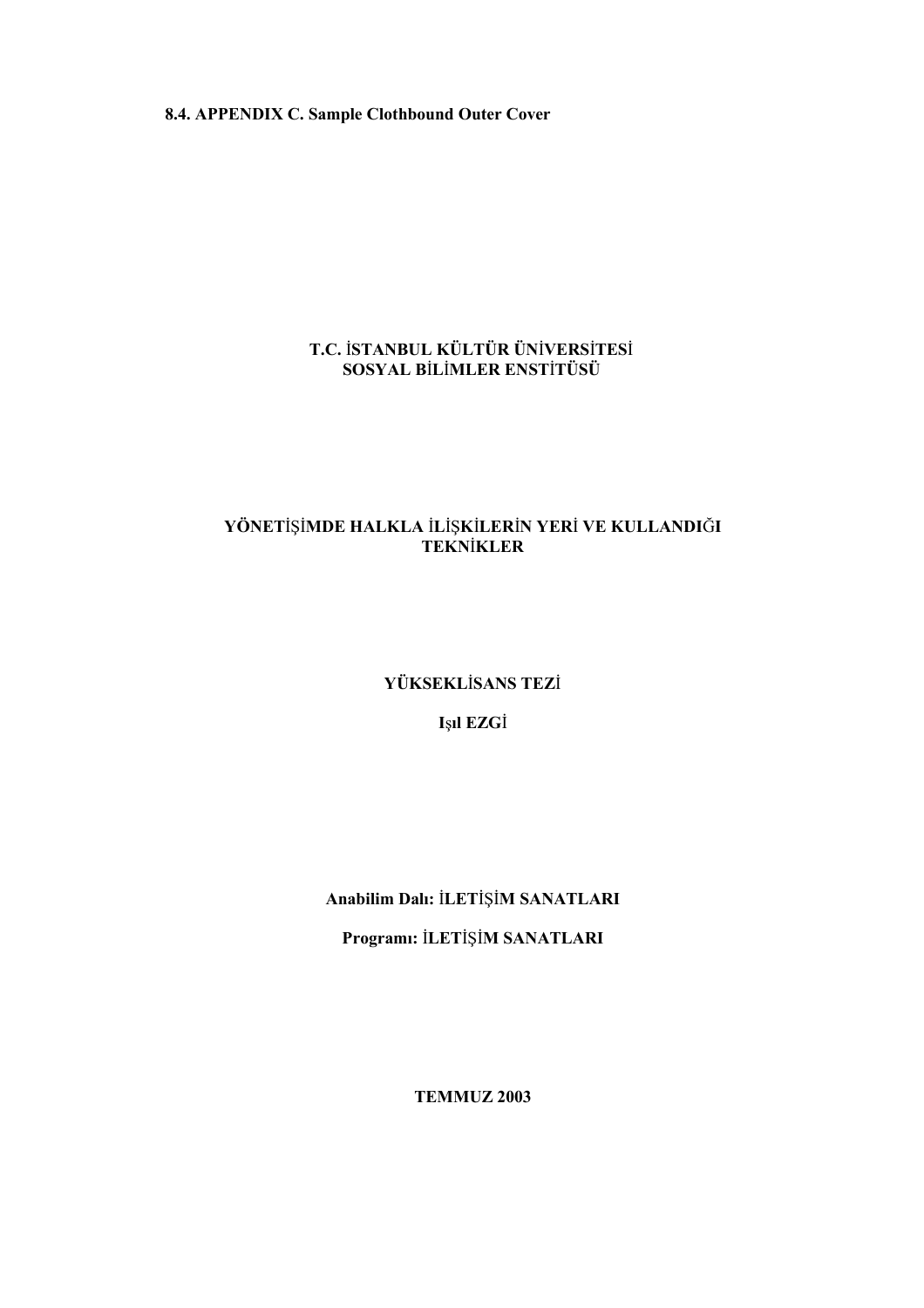## 8.4. APPENDIX C. Sample Clothbound Outer Cover

**T.C. İSTANBUL KÜLTÜR ÜNİVERSİTESİ**
**SOSYAL BİLİMLER ENSTİTÜSÜ**

**YÖNETİŞİMDE HALKLA İLİŞKİLERİN YERİ VE KULLANDIĞI TEKNİKLER**

**YÜKSEKLİSANS TEZİ**

**Işıl EZGİ**

**Anabilim Dalı: İLETİŞİM SANATLARI**

**Programı: İLETİŞİM SANATLARI**

**TEMMUZ 2003**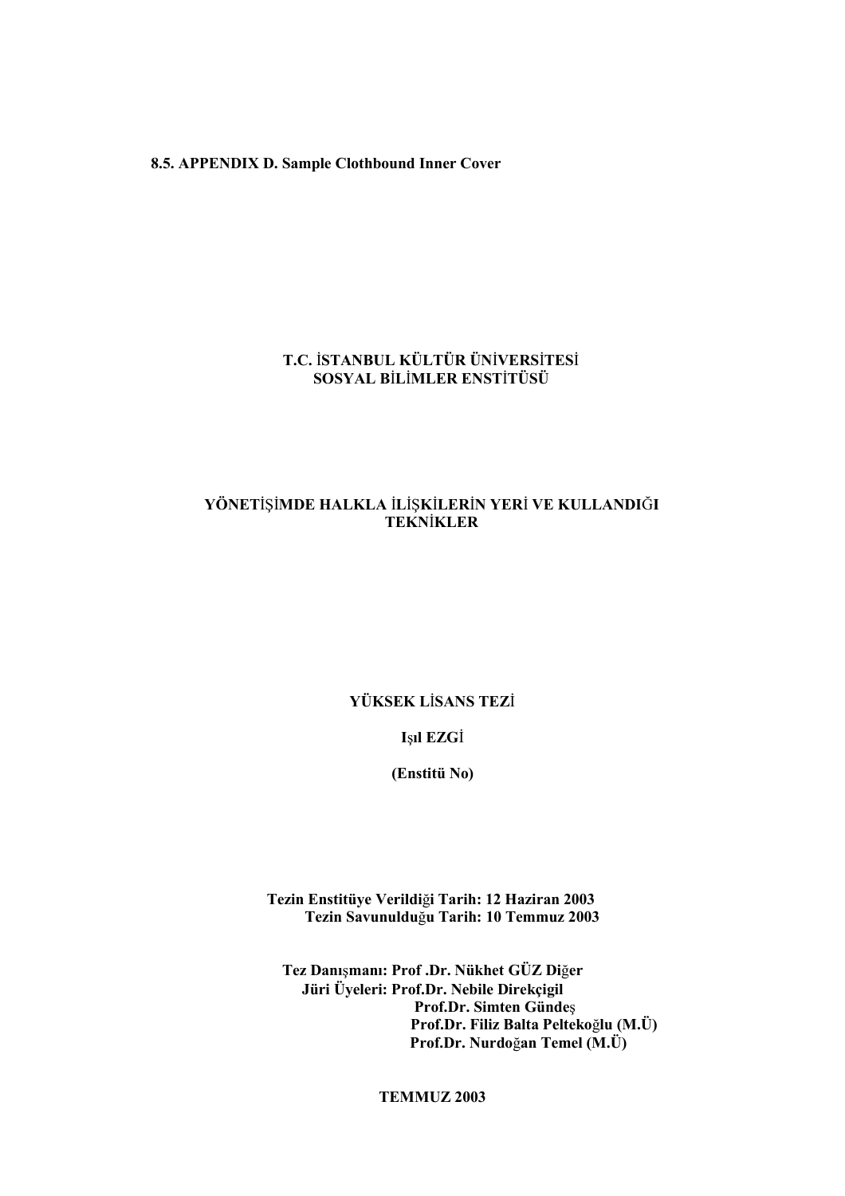### 8.5. APPENDIX D. Sample Clothbound Inner Cover

**T.C. İSTANBUL KÜLTÜR ÜNİVERSİTESİ**
**SOSYAL BİLİMLER ENSTİTÜSÜ**

**YÖNETİŞİMDE HALKLA İLİŞKİLERİN YERİ VE KULLANDIĞI TEKNİKLER**

**YÜKSEK LİSANS TEZİ**

**Işıl EZGİ**

**(Enstitü No)**

**Tezin Enstitüye Verildiği Tarih: 12 Haziran 2003**
**Tezin Savunulduğu Tarih: 10 Temmuz 2003**

**Tez Danışmanı: Prof .Dr. Nükhet GÜZ Diğer**
**Jüri Üyeleri: Prof.Dr. Nebile Direkçigil**
**Prof.Dr. Simten Gündeş**
**Prof.Dr. Filiz Balta Peltekoğlu (M.Ü)**
**Prof.Dr. Nurdoğan Temel (M.Ü)**

**TEMMUZ 2003**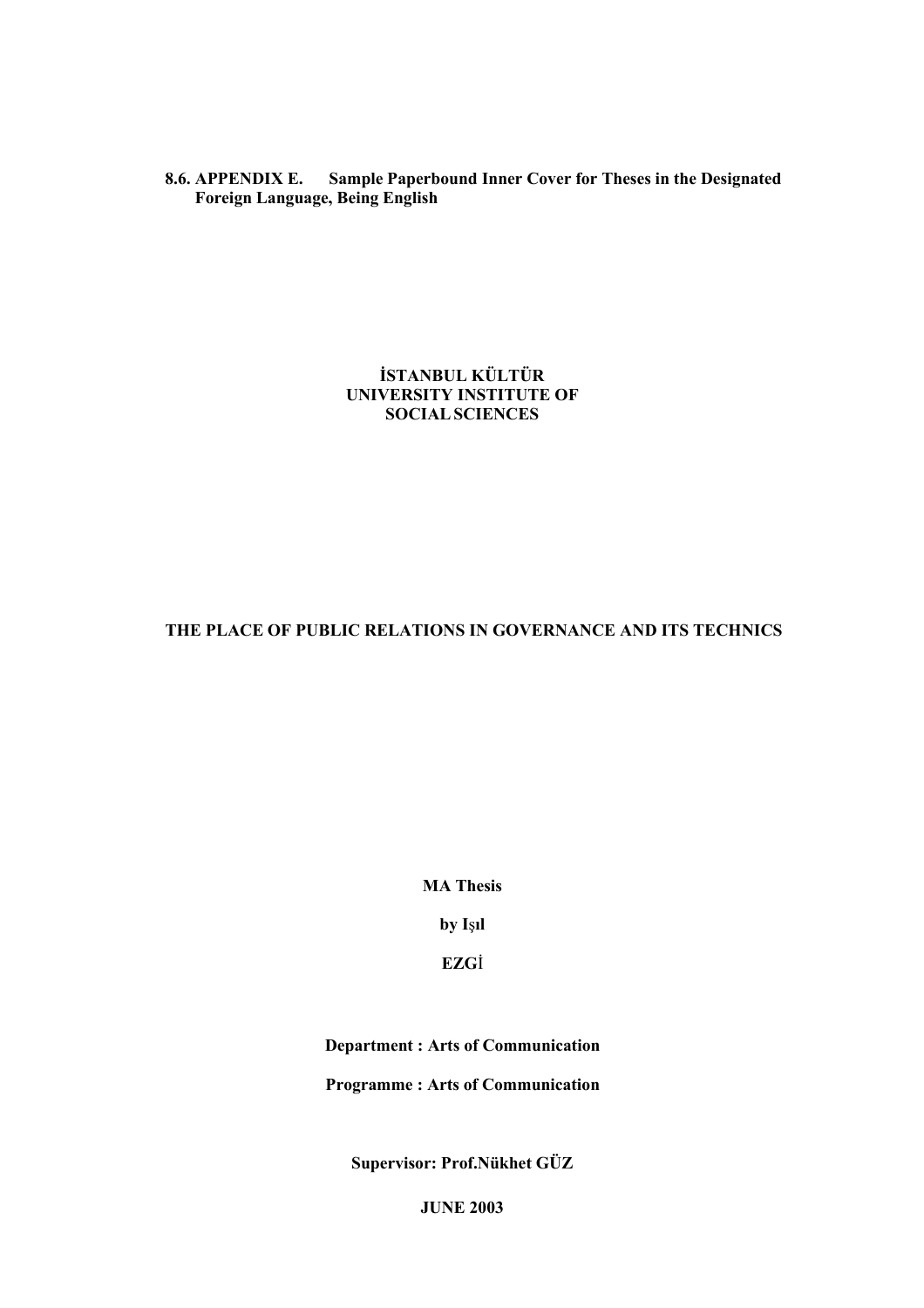### 8.6. APPENDIX E. Sample Paperbound Inner Cover for Theses in the Designated Foreign Language, Being English

**İSTANBUL KÜLTÜR**
**UNIVERSITY INSTITUTE OF**
**SOCIAL SCIENCES**

**THE PLACE OF PUBLIC RELATIONS IN GOVERNANCE AND ITS TECHNICS**

**MA Thesis**

**by Işıl**

**EZGİ**

**Department : Arts of Communication**

**Programme : Arts of Communication**

**Supervisor: Prof.Nükhet GÜZ**

**JUNE 2003**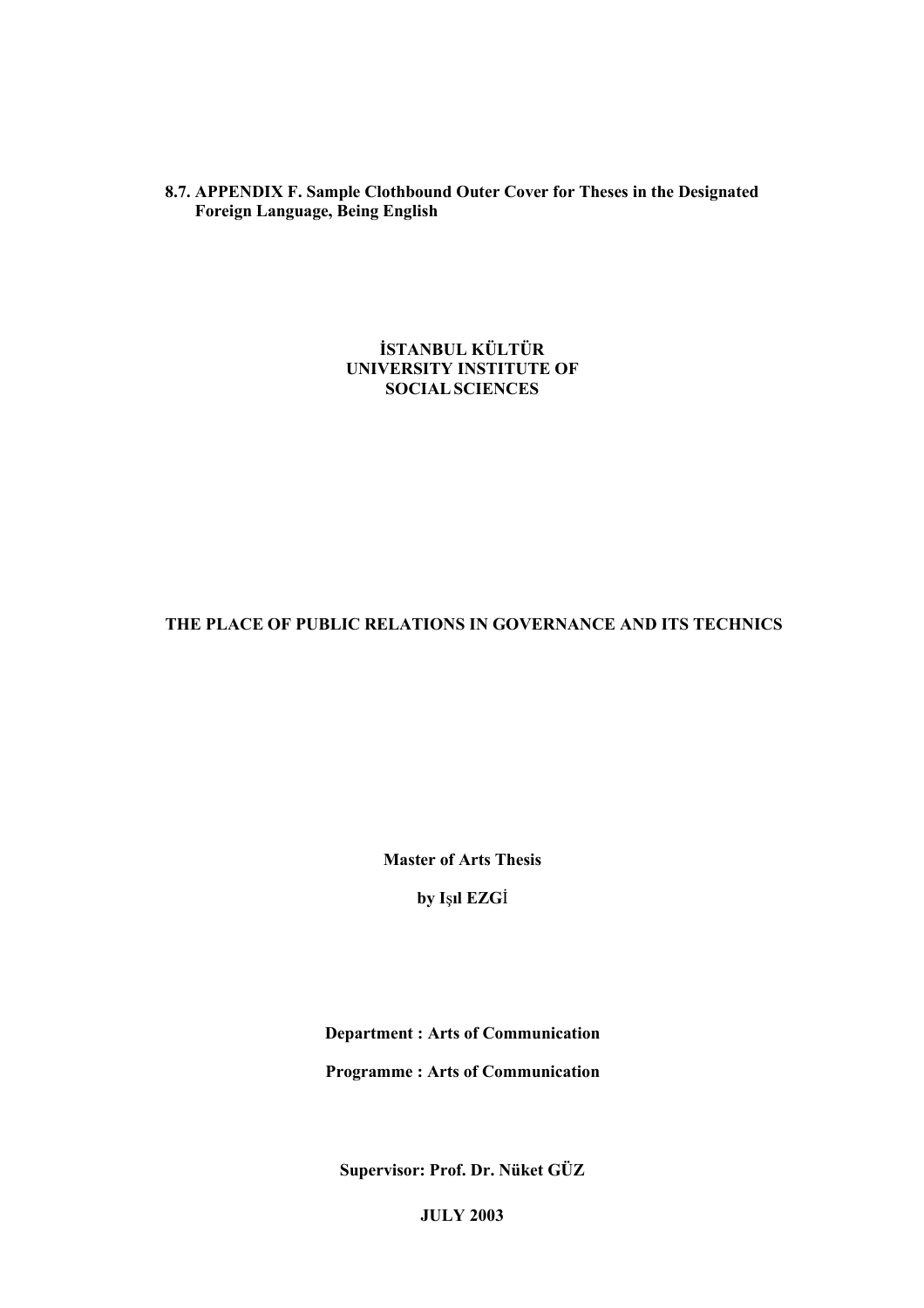**8.7. APPENDIX F. Sample Clothbound Outer Cover for Theses in the Designated Foreign Language, Being English**

**İSTANBUL KÜLTÜR**
**UNIVERSITY INSTITUTE OF**
**SOCIAL SCIENCES**

**THE PLACE OF PUBLIC RELATIONS IN GOVERNANCE AND ITS TECHNICS**

**Master of Arts Thesis**

**by Işıl EZGİ**

**Department : Arts of Communication**

**Programme : Arts of Communication**

**Supervisor: Prof. Dr. Nüket GÜZ**

**JULY 2003**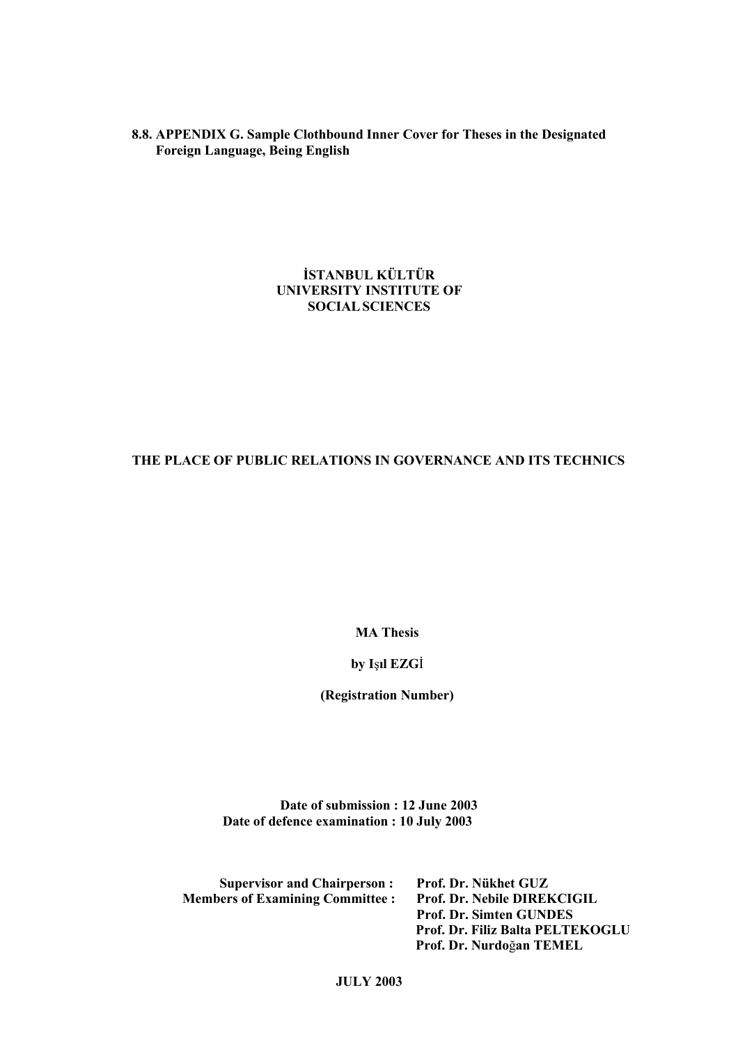**8.8. APPENDIX G. Sample Clothbound Inner Cover for Theses in the Designated Foreign Language, Being English**

**İSTANBUL KÜLTÜR UNIVERSITY INSTITUTE OF SOCIAL SCIENCES**

**THE PLACE OF PUBLIC RELATIONS IN GOVERNANCE AND ITS TECHNICS**

**MA Thesis**

**by Işıl EZGİ**

**(Registration Number)**

**Date of submission : 12 June 2003**
**Date of defence examination : 10 July 2003**

**Supervisor and Chairperson :** **Prof. Dr. Nükhet GUZ**
**Members of Examining Committee :** **Prof. Dr. Nebile DIREKCIGIL**
**Prof. Dr. Simten GUNDES**
**Prof. Dr. Filiz Balta PELTEKOGLU**
**Prof. Dr. Nurdoğan TEMEL**

**JULY 2003**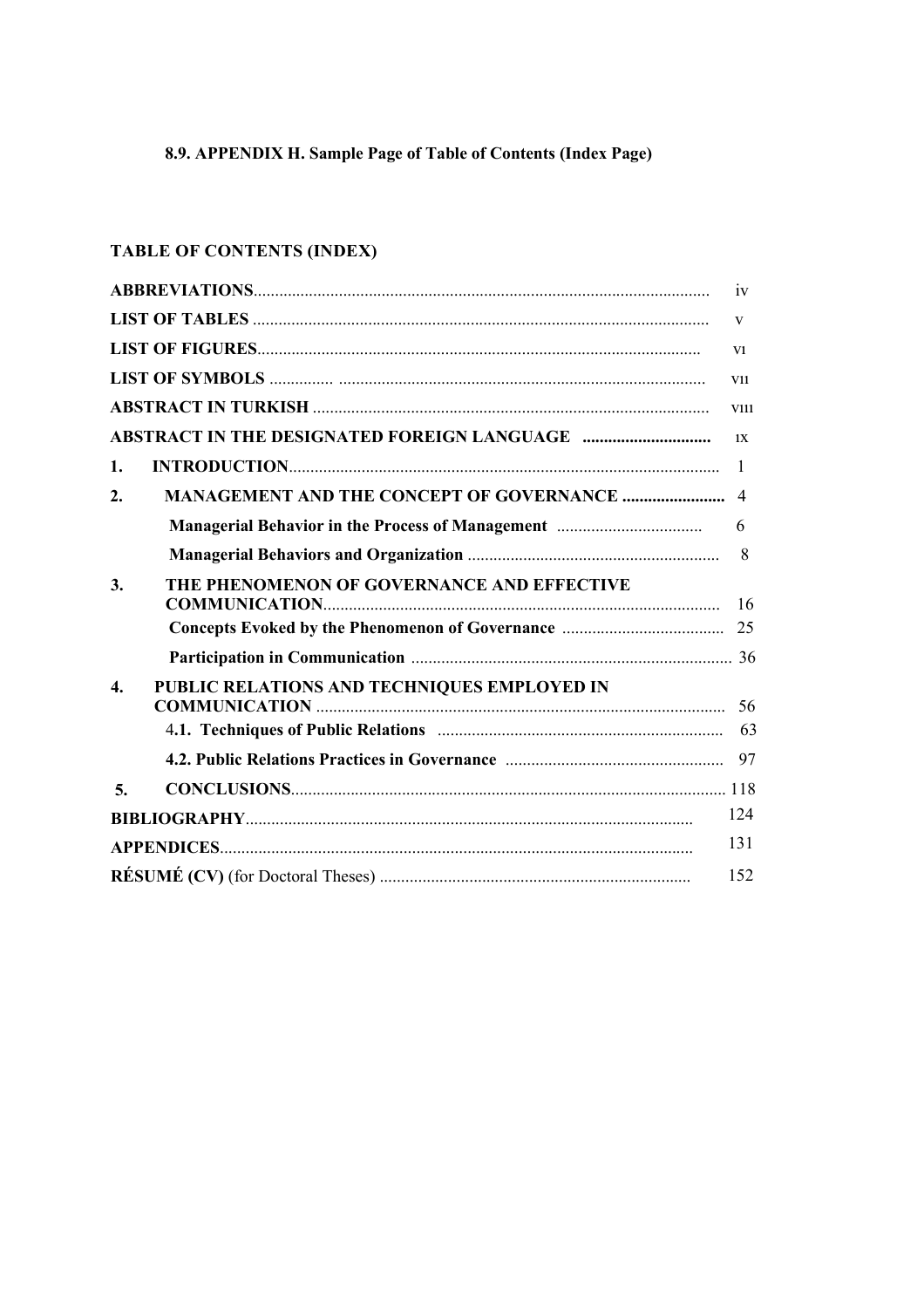**8.9. APPENDIX H. Sample Page of Table of Contents (Index Page)**

**TABLE OF CONTENTS (INDEX)**

**ABBREVIATIONS**.......................................................................................................... iv

**LIST OF TABLES** .......................................................................................................... v

**LIST OF FIGURES**....................................................................................................... vi

**LIST OF SYMBOLS** ................ ..................................................................................... vii

**ABSTRACT IN TURKISH** ............................................................................................ viii

**ABSTRACT IN THE DESIGNATED FOREIGN LANGUAGE** .............................. ix

**1. INTRODUCTION**.................................................................................................... 1

**2. MANAGEMENT AND THE CONCEPT OF GOVERNANCE** ........................ 4

**Managerial Behavior in the Process of Management** .................................. 6

**Managerial Behaviors and Organization** ........................................................... 8

**3. THE PHENOMENON OF GOVERNANCE AND EFFECTIVE COMMUNICATION**............................................................................................ 16

**Concepts Evoked by the Phenomenon of Governance** ...................................... 25

**Participation in Communication** ........................................................................... 36

**4. PUBLIC RELATIONS AND TECHNIQUES EMPLOYED IN COMMUNICATION** ............................................................................................... 56

4**.1. Techniques of Public Relations** ................................................................... 63

**4.2. Public Relations Practices in Governance** .................................................. 97

**5. CONCLUSIONS**..................................................................................................... 118

**BIBLIOGRAPHY**........................................................................................................ 124

**APPENDICES**.............................................................................................................. 131

**RÉSUMÉ (CV)** (for Doctoral Theses) ......................................................................... 152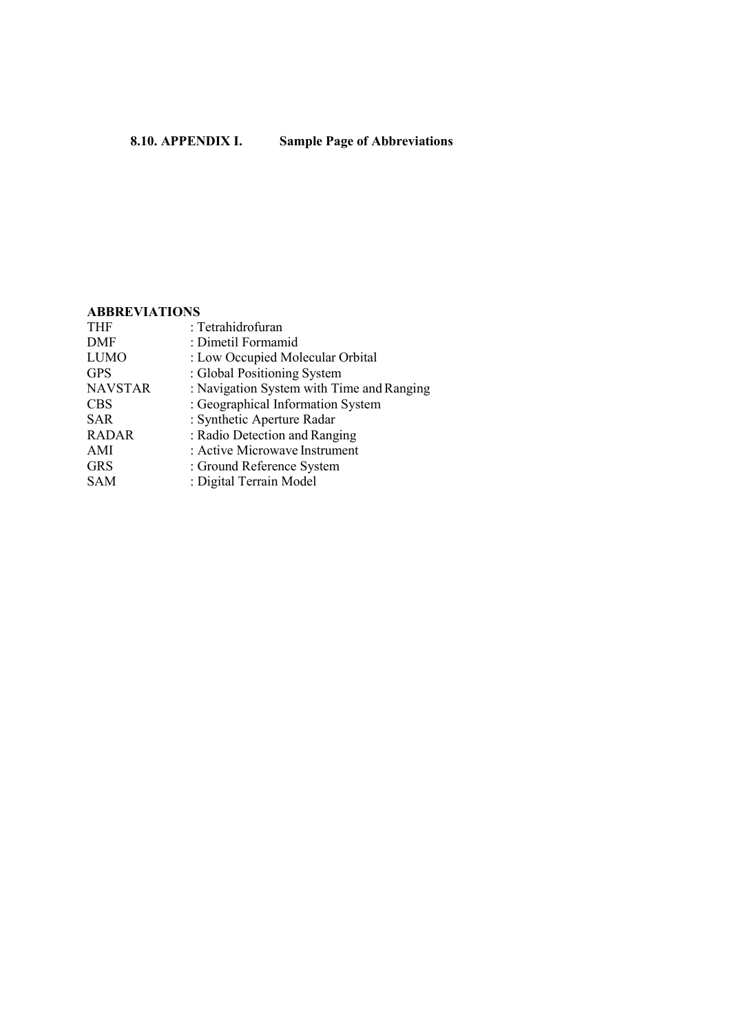### 8.10. APPENDIX I. Sample Page of Abbreviations

**ABBREVIATIONS**

| | |
|---|---|
| THF | : Tetrahidrofuran |
| DMF | : Dimetil Formamid |
| LUMO | : Low Occupied Molecular Orbital |
| GPS | : Global Positioning System |
| NAVSTAR | : Navigation System with Time and Ranging |
| CBS | : Geographical Information System |
| SAR | : Synthetic Aperture Radar |
| RADAR | : Radio Detection and Ranging |
| AMI | : Active Microwave Instrument |
| GRS | : Ground Reference System |
| SAM | : Digital Terrain Model |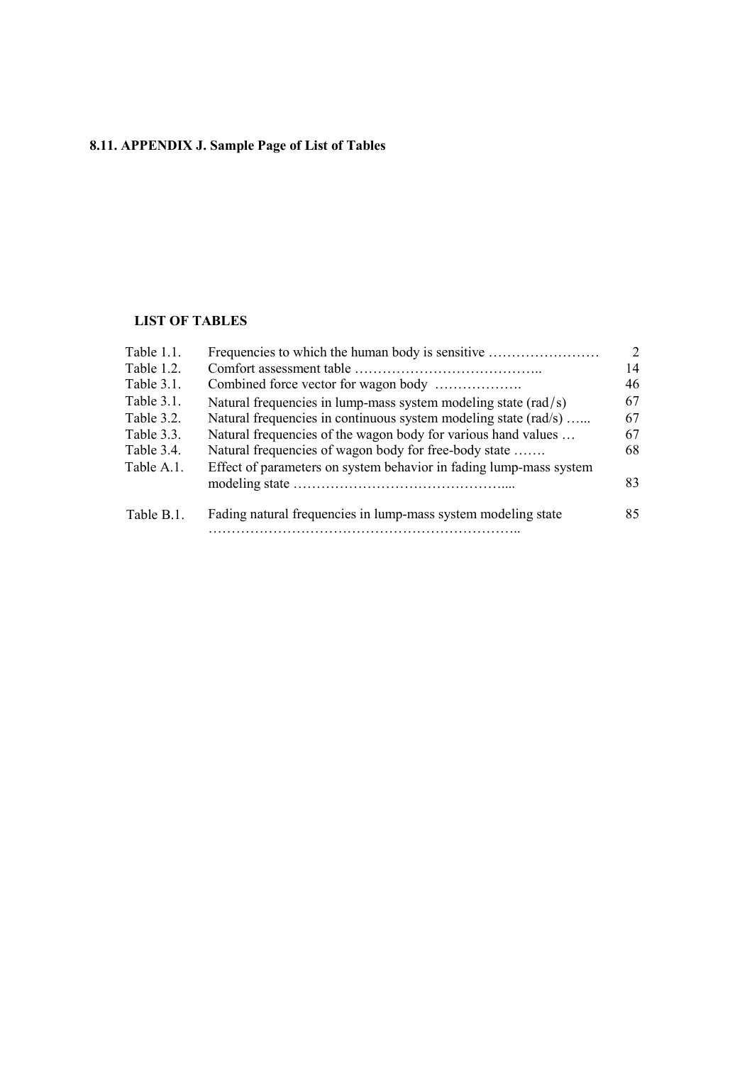### 8.11. APPENDIX J. Sample Page of List of Tables

**LIST OF TABLES**

| | | |
|---|---|---|
| Table 1.1. | Frequencies to which the human body is sensitive …………………… | 2 |
| Table 1.2. | Comfort assessment table ………………………………….. | 14 |
| Table 3.1. | Combined force vector for wagon body ………………. | 46 |
| Table 3.1. | Natural frequencies in lump-mass system modeling state (rad/s) | 67 |
| Table 3.2. | Natural frequencies in continuous system modeling state (rad/s) …... | 67 |
| Table 3.3. | Natural frequencies of the wagon body for various hand values … | 67 |
| Table 3.4. | Natural frequencies of wagon body for free-body state ……. | 68 |
| Table A.1. | Effect of parameters on system behavior in fading lump-mass system modeling state ……………………………………….... | 83 |
| Table B.1. | Fading natural frequencies in lump-mass system modeling state ………………………………………………………….. | 85 |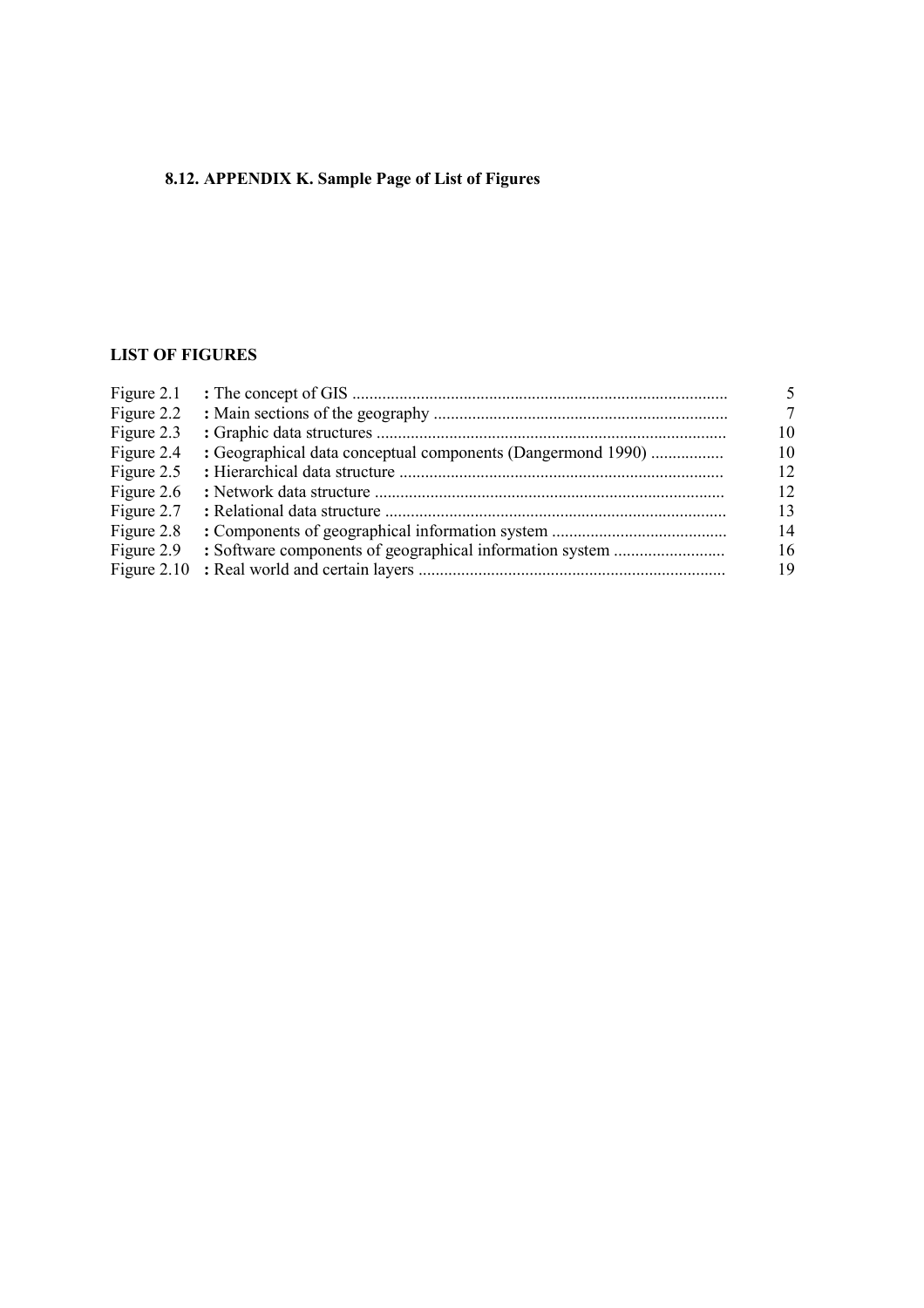### 8.12. APPENDIX K. Sample Page of List of Figures

**LIST OF FIGURES**

| | | |
|---|---|---|
| Figure 2.1 | **:** The concept of GIS ........................................................................................ | 5 |
| Figure 2.2 | **:** Main sections of the geography ..................................................................... | 7 |
| Figure 2.3 | **:** Graphic data structures .................................................................................. | 10 |
| Figure 2.4 | **:** Geographical data conceptual components (Dangermond 1990) ................. | 10 |
| Figure 2.5 | **:** Hierarchical data structure ............................................................................ | 12 |
| Figure 2.6 | **:** Network data structure .................................................................................. | 12 |
| Figure 2.7 | **:** Relational data structure ................................................................................ | 13 |
| Figure 2.8 | **:** Components of geographical information system ......................................... | 14 |
| Figure 2.9 | **:** Software components of geographical information system .......................... | 16 |
| Figure 2.10 | **:** Real world and certain layers ....................................................................... | 19 |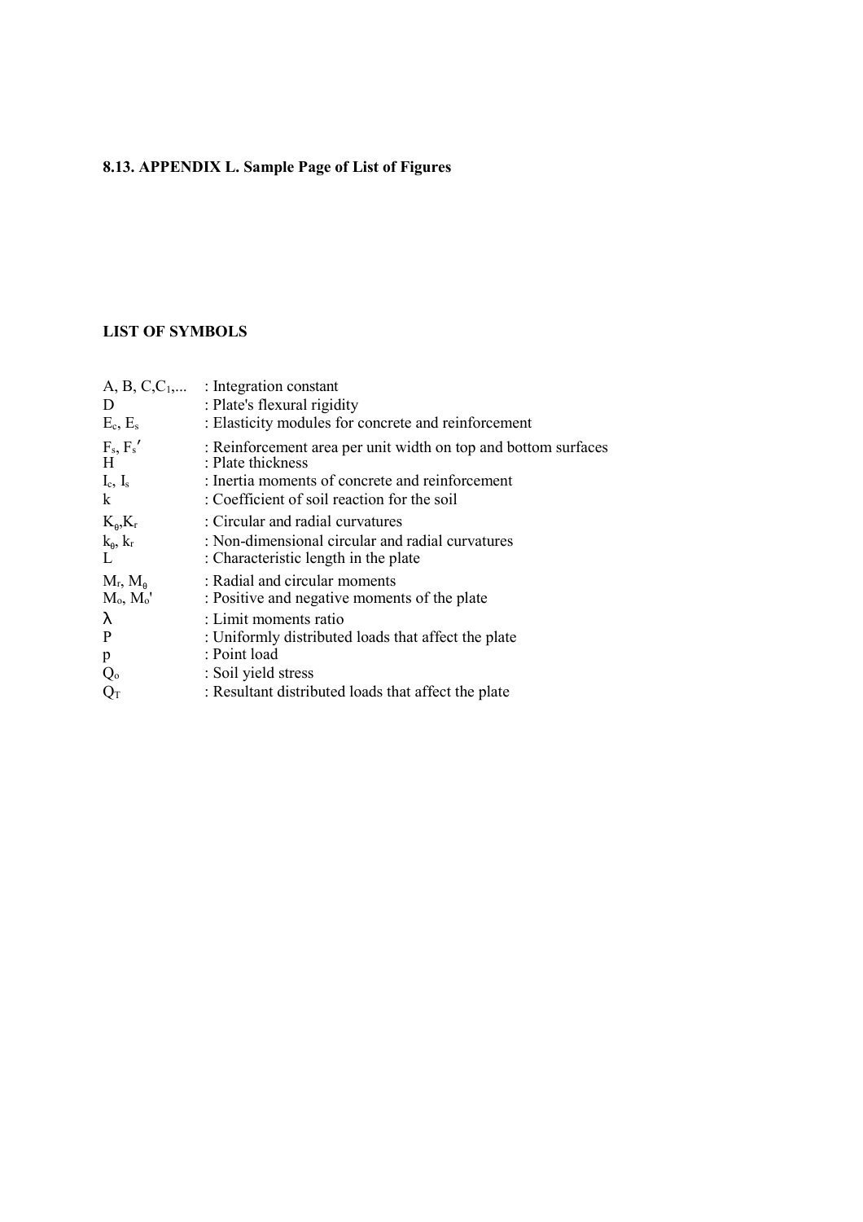### 8.13. APPENDIX L. Sample Page of List of Figures

### LIST OF SYMBOLS

| | |
|---|---|
| A, B, C, $C_1$,... | : Integration constant |
| D | : Plate's flexural rigidity |
| $E_c$, $E_s$ | : Elasticity modules for concrete and reinforcement |
| $F_s$, $F_s'$ | : Reinforcement area per unit width on top and bottom surfaces |
| H | : Plate thickness |
| $I_c$, $I_s$ | : Inertia moments of concrete and reinforcement |
| k | : Coefficient of soil reaction for the soil |
| $K_\theta$,$K_r$ | : Circular and radial curvatures |
| $k_\theta$, $k_r$ | : Non-dimensional circular and radial curvatures |
| L | : Characteristic length in the plate |
| $M_r$, $M_\theta$ | : Radial and circular moments |
| $M_o$, $M_o'$ | : Positive and negative moments of the plate |
| $\lambda$ | : Limit moments ratio |
| P | : Uniformly distributed loads that affect the plate |
| p | : Point load |
| $Q_o$ | : Soil yield stress |
| $Q_T$ | : Resultant distributed loads that affect the plate |